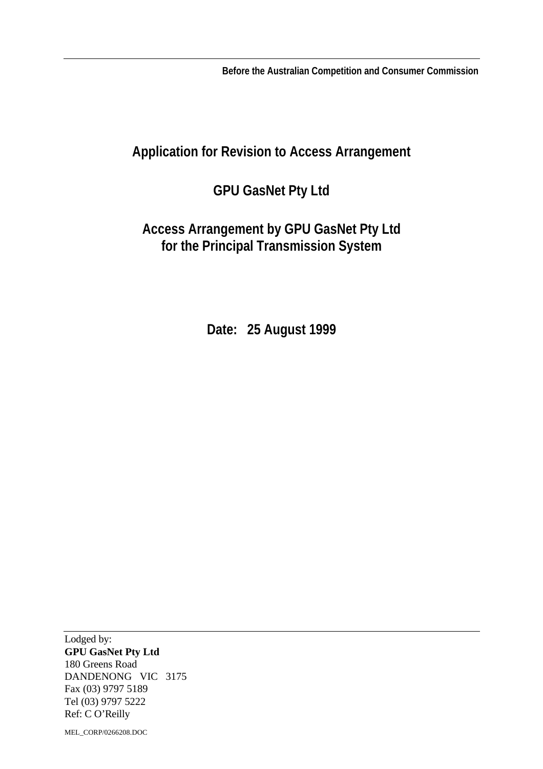**Before the Australian Competition and Consumer Commission**

# Application for Revision to Access Arrangement

# GPU GasNet Pty Ltd

# Access Arrangement by GPU GasNet Pty Ltd for the Principal Transmission System

**Date: 25 August 1999**

Lodged by:
**GPU GasNet Pty Ltd**
180 Greens Road
DANDENONG VIC 3175
Fax (03) 9797 5189
Tel (03) 9797 5222
Ref: C O'Reilly

MEL_CORP/0266208.DOC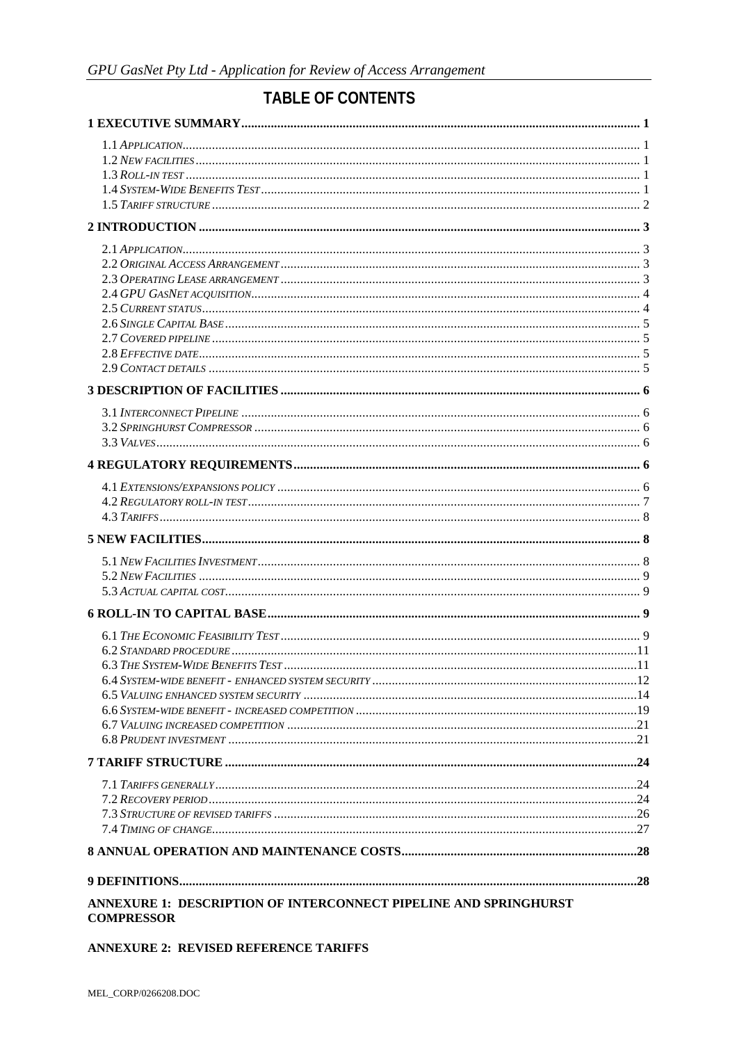# TABLE OF CONTENTS

**1 EXECUTIVE SUMMARY** ........ **1**

- 1.1 *Application* ........ 1
- 1.2 *New facilities* ........ 1
- 1.3 *Roll-in test* ........ 1
- 1.4 *System-Wide Benefits Test* ........ 1
- 1.5 *Tariff structure* ........ 2

**2 INTRODUCTION** ........ **3**

- 2.1 *Application* ........ 3
- 2.2 *Original Access Arrangement* ........ 3
- 2.3 *Operating Lease arrangement* ........ 3
- 2.4 *GPU GasNet acquisition* ........ 4
- 2.5 *Current status* ........ 4
- 2.6 *Single Capital Base* ........ 5
- 2.7 *Covered pipeline* ........ 5
- 2.8 *Effective date* ........ 5
- 2.9 *Contact details* ........ 5

**3 DESCRIPTION OF FACILITIES** ........ **6**

- 3.1 *Interconnect Pipeline* ........ 6
- 3.2 *Springhurst Compressor* ........ 6
- 3.3 *Valves* ........ 6

**4 REGULATORY REQUIREMENTS** ........ **6**

- 4.1 *Extensions/expansions policy* ........ 6
- 4.2 *Regulatory roll-in test* ........ 7
- 4.3 *Tariffs* ........ 8

**5 NEW FACILITIES** ........ **8**

- 5.1 *New Facilities Investment* ........ 8
- 5.2 *New Facilities* ........ 9
- 5.3 *Actual capital cost* ........ 9

**6 ROLL-IN TO CAPITAL BASE** ........ **9**

- 6.1 *The Economic Feasibility Test* ........ 9
- 6.2 *Standard procedure* ........ 11
- 6.3 *The System-Wide Benefits Test* ........ 11
- 6.4 *System-wide benefit - enhanced system security* ........ 12
- 6.5 *Valuing enhanced system security* ........ 14
- 6.6 *System-wide benefit - increased competition* ........ 19
- 6.7 *Valuing increased competition* ........ 21
- 6.8 *Prudent investment* ........ 21

**7 TARIFF STRUCTURE** ........ **24**

- 7.1 *Tariffs generally* ........ 24
- 7.2 *Recovery period* ........ 24
- 7.3 *Structure of revised tariffs* ........ 26
- 7.4 *Timing of change* ........ 27

**8 ANNUAL OPERATION AND MAINTENANCE COSTS** ........ **28**

**9 DEFINITIONS** ........ **28**

**ANNEXURE 1: DESCRIPTION OF INTERCONNECT PIPELINE AND SPRINGHURST COMPRESSOR**

**ANNEXURE 2: REVISED REFERENCE TARIFFS**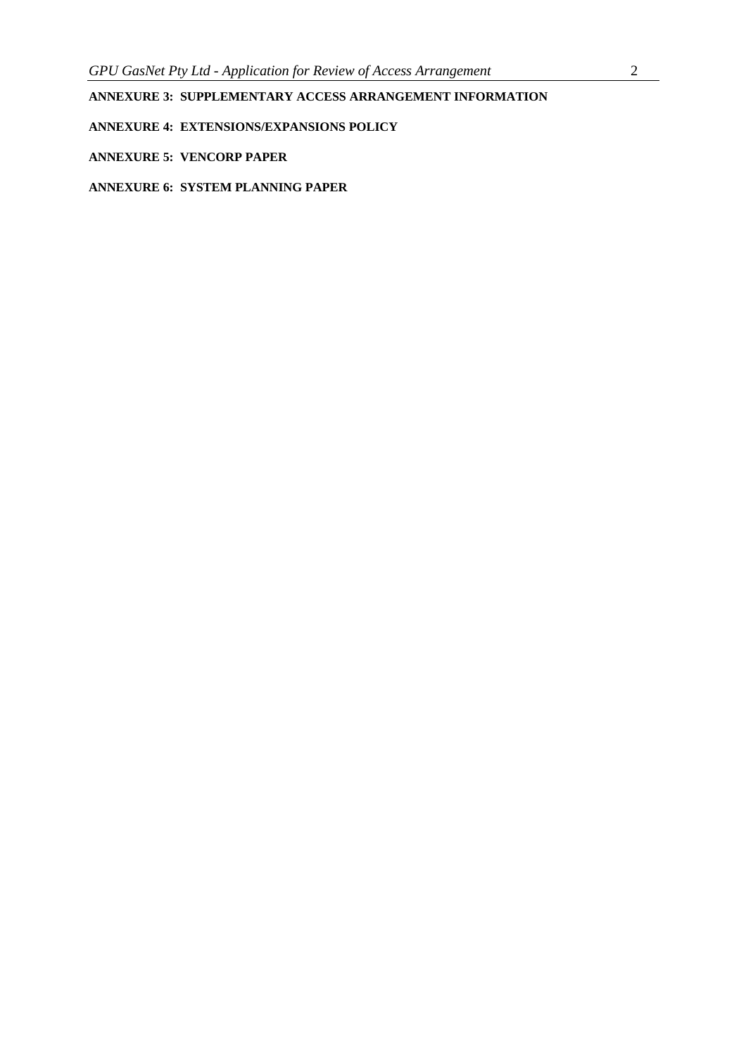**ANNEXURE 3: SUPPLEMENTARY ACCESS ARRANGEMENT INFORMATION**

**ANNEXURE 4: EXTENSIONS/EXPANSIONS POLICY**

**ANNEXURE 5: VENCORP PAPER**

**ANNEXURE 6: SYSTEM PLANNING PAPER**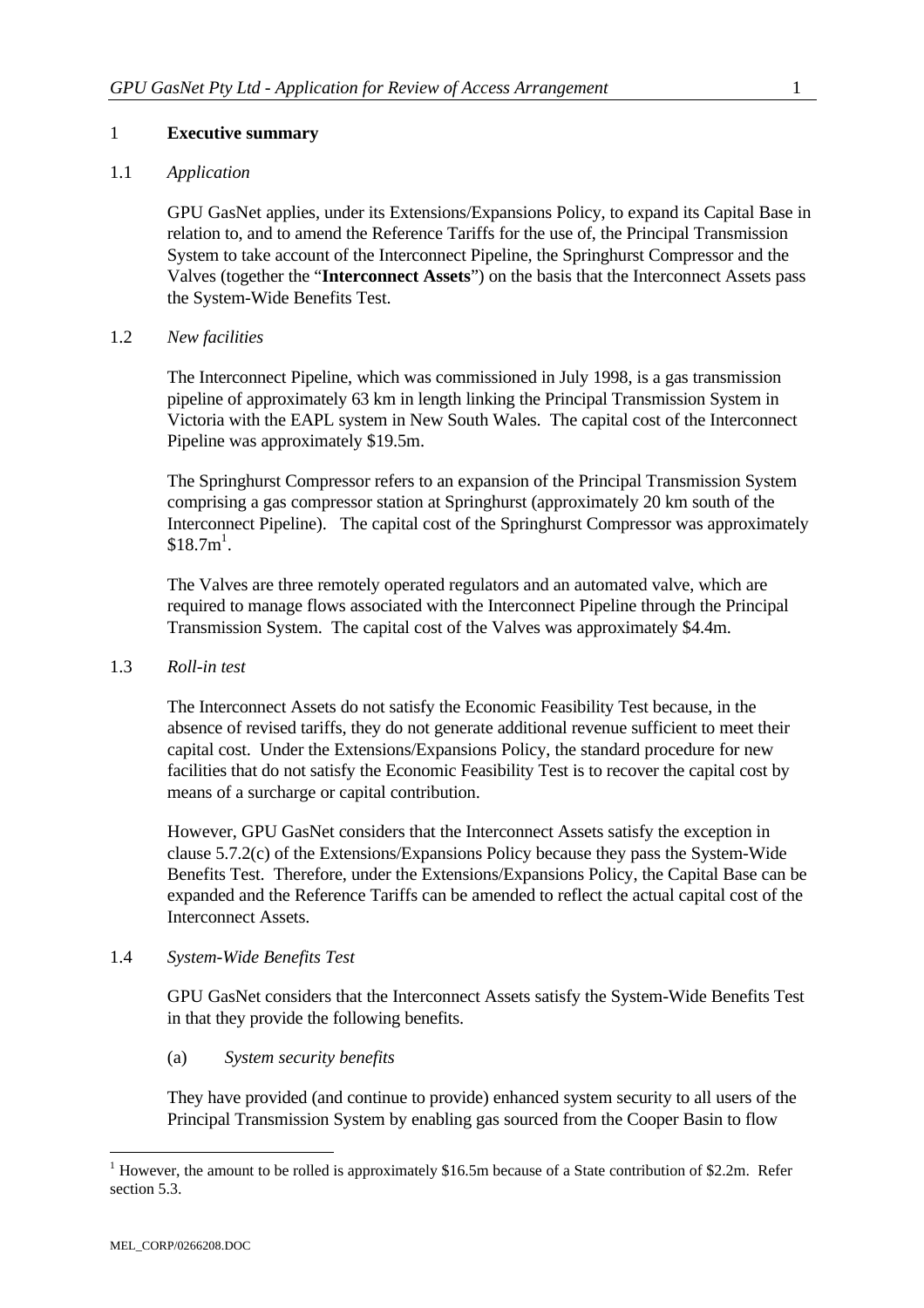# 1 Executive summary

## 1.1 *Application*

GPU GasNet applies, under its Extensions/Expansions Policy, to expand its Capital Base in relation to, and to amend the Reference Tariffs for the use of, the Principal Transmission System to take account of the Interconnect Pipeline, the Springhurst Compressor and the Valves (together the "**Interconnect Assets**") on the basis that the Interconnect Assets pass the System-Wide Benefits Test.

## 1.2 *New facilities*

The Interconnect Pipeline, which was commissioned in July 1998, is a gas transmission pipeline of approximately 63 km in length linking the Principal Transmission System in Victoria with the EAPL system in New South Wales. The capital cost of the Interconnect Pipeline was approximately $19.5m.

The Springhurst Compressor refers to an expansion of the Principal Transmission System comprising a gas compressor station at Springhurst (approximately 20 km south of the Interconnect Pipeline). The capital cost of the Springhurst Compressor was approximately $18.7m[1].

The Valves are three remotely operated regulators and an automated valve, which are required to manage flows associated with the Interconnect Pipeline through the Principal Transmission System. The capital cost of the Valves was approximately $4.4m.

## 1.3 *Roll-in test*

The Interconnect Assets do not satisfy the Economic Feasibility Test because, in the absence of revised tariffs, they do not generate additional revenue sufficient to meet their capital cost. Under the Extensions/Expansions Policy, the standard procedure for new facilities that do not satisfy the Economic Feasibility Test is to recover the capital cost by means of a surcharge or capital contribution.

However, GPU GasNet considers that the Interconnect Assets satisfy the exception in clause 5.7.2(c) of the Extensions/Expansions Policy because they pass the System-Wide Benefits Test. Therefore, under the Extensions/Expansions Policy, the Capital Base can be expanded and the Reference Tariffs can be amended to reflect the actual capital cost of the Interconnect Assets.

## 1.4 *System-Wide Benefits Test*

GPU GasNet considers that the Interconnect Assets satisfy the System-Wide Benefits Test in that they provide the following benefits.

(a) *System security benefits*

They have provided (and continue to provide) enhanced system security to all users of the Principal Transmission System by enabling gas sourced from the Cooper Basin to flow

---

[1] However, the amount to be rolled is approximately $16.5m because of a State contribution of $2.2m. Refer section 5.3.

MEL_CORP/0266208.DOC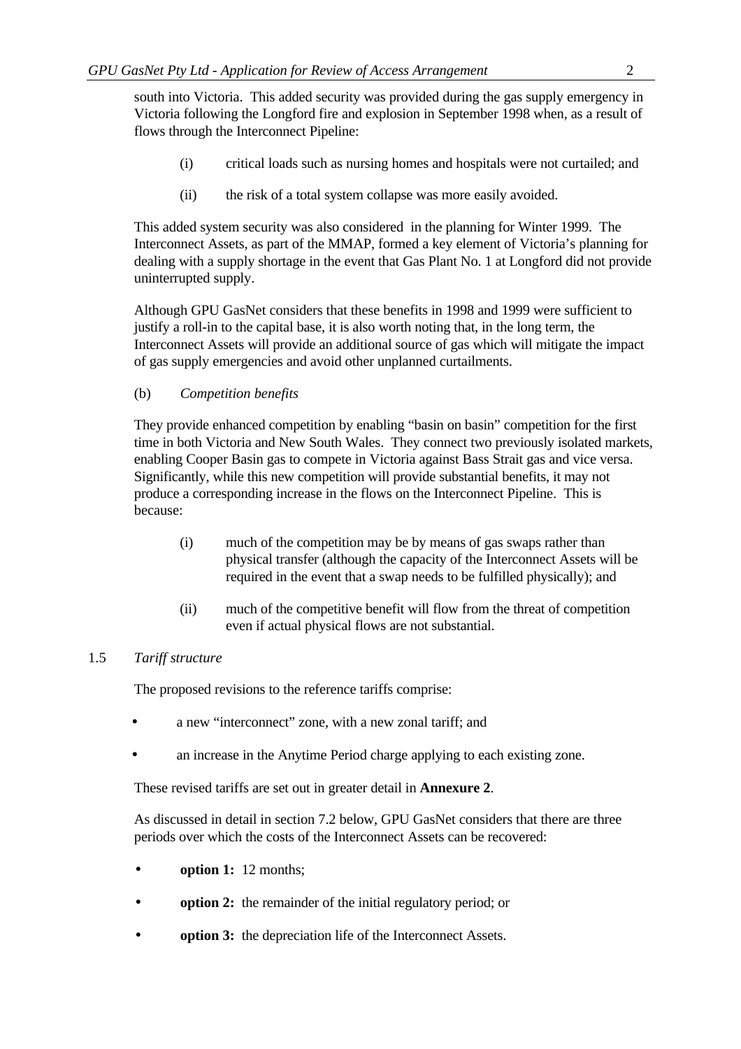south into Victoria. This added security was provided during the gas supply emergency in Victoria following the Longford fire and explosion in September 1998 when, as a result of flows through the Interconnect Pipeline:

(i) critical loads such as nursing homes and hospitals were not curtailed; and

(ii) the risk of a total system collapse was more easily avoided.

This added system security was also considered in the planning for Winter 1999. The Interconnect Assets, as part of the MMAP, formed a key element of Victoria's planning for dealing with a supply shortage in the event that Gas Plant No. 1 at Longford did not provide uninterrupted supply.

Although GPU GasNet considers that these benefits in 1998 and 1999 were sufficient to justify a roll-in to the capital base, it is also worth noting that, in the long term, the Interconnect Assets will provide an additional source of gas which will mitigate the impact of gas supply emergencies and avoid other unplanned curtailments.

(b) *Competition benefits*

They provide enhanced competition by enabling "basin on basin" competition for the first time in both Victoria and New South Wales. They connect two previously isolated markets, enabling Cooper Basin gas to compete in Victoria against Bass Strait gas and vice versa. Significantly, while this new competition will provide substantial benefits, it may not produce a corresponding increase in the flows on the Interconnect Pipeline. This is because:

(i) much of the competition may be by means of gas swaps rather than physical transfer (although the capacity of the Interconnect Assets will be required in the event that a swap needs to be fulfilled physically); and

(ii) much of the competitive benefit will flow from the threat of competition even if actual physical flows are not substantial.

### 1.5 *Tariff structure*

The proposed revisions to the reference tariffs comprise:

- a new "interconnect" zone, with a new zonal tariff; and
- an increase in the Anytime Period charge applying to each existing zone.

These revised tariffs are set out in greater detail in **Annexure 2**.

As discussed in detail in section 7.2 below, GPU GasNet considers that there are three periods over which the costs of the Interconnect Assets can be recovered:

- **option 1:** 12 months;
- **option 2:** the remainder of the initial regulatory period; or
- **option 3:** the depreciation life of the Interconnect Assets.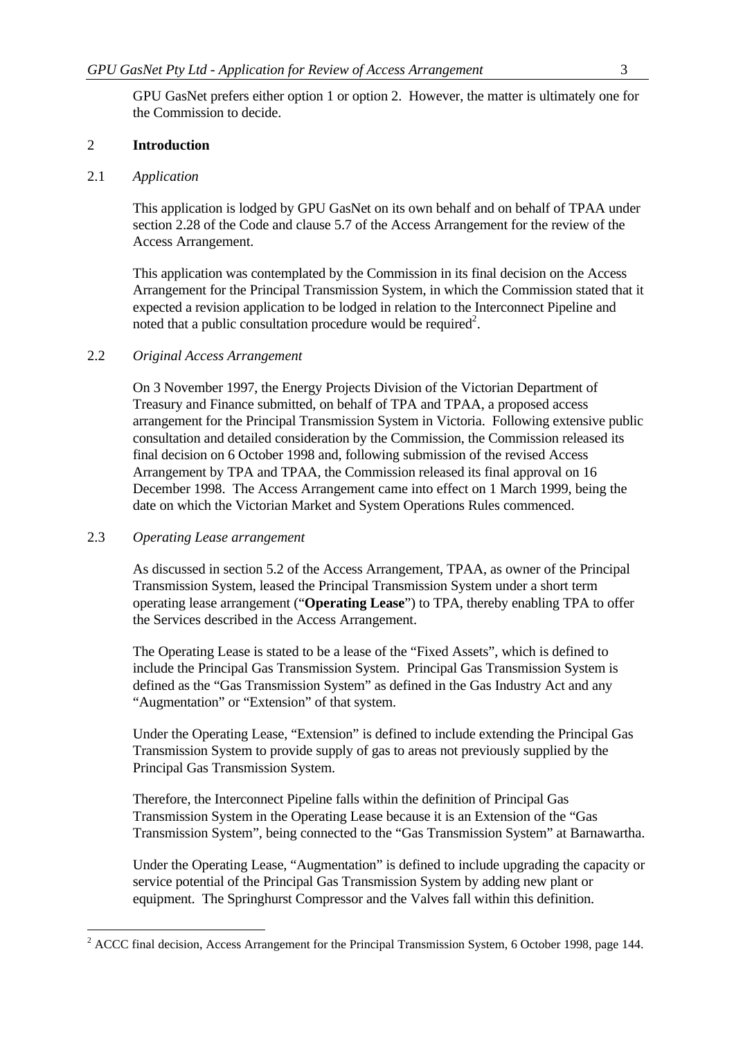GPU GasNet prefers either option 1 or option 2. However, the matter is ultimately one for the Commission to decide.

## 2 Introduction

### 2.1 *Application*

This application is lodged by GPU GasNet on its own behalf and on behalf of TPAA under section 2.28 of the Code and clause 5.7 of the Access Arrangement for the review of the Access Arrangement.

This application was contemplated by the Commission in its final decision on the Access Arrangement for the Principal Transmission System, in which the Commission stated that it expected a revision application to be lodged in relation to the Interconnect Pipeline and noted that a public consultation procedure would be required[2].

### 2.2 *Original Access Arrangement*

On 3 November 1997, the Energy Projects Division of the Victorian Department of Treasury and Finance submitted, on behalf of TPA and TPAA, a proposed access arrangement for the Principal Transmission System in Victoria. Following extensive public consultation and detailed consideration by the Commission, the Commission released its final decision on 6 October 1998 and, following submission of the revised Access Arrangement by TPA and TPAA, the Commission released its final approval on 16 December 1998. The Access Arrangement came into effect on 1 March 1999, being the date on which the Victorian Market and System Operations Rules commenced.

### 2.3 *Operating Lease arrangement*

As discussed in section 5.2 of the Access Arrangement, TPAA, as owner of the Principal Transmission System, leased the Principal Transmission System under a short term operating lease arrangement ("**Operating Lease**") to TPA, thereby enabling TPA to offer the Services described in the Access Arrangement.

The Operating Lease is stated to be a lease of the "Fixed Assets", which is defined to include the Principal Gas Transmission System. Principal Gas Transmission System is defined as the "Gas Transmission System" as defined in the Gas Industry Act and any "Augmentation" or "Extension" of that system.

Under the Operating Lease, "Extension" is defined to include extending the Principal Gas Transmission System to provide supply of gas to areas not previously supplied by the Principal Gas Transmission System.

Therefore, the Interconnect Pipeline falls within the definition of Principal Gas Transmission System in the Operating Lease because it is an Extension of the "Gas Transmission System", being connected to the "Gas Transmission System" at Barnawartha.

Under the Operating Lease, "Augmentation" is defined to include upgrading the capacity or service potential of the Principal Gas Transmission System by adding new plant or equipment. The Springhurst Compressor and the Valves fall within this definition.

---

[2] ACCC final decision, Access Arrangement for the Principal Transmission System, 6 October 1998, page 144.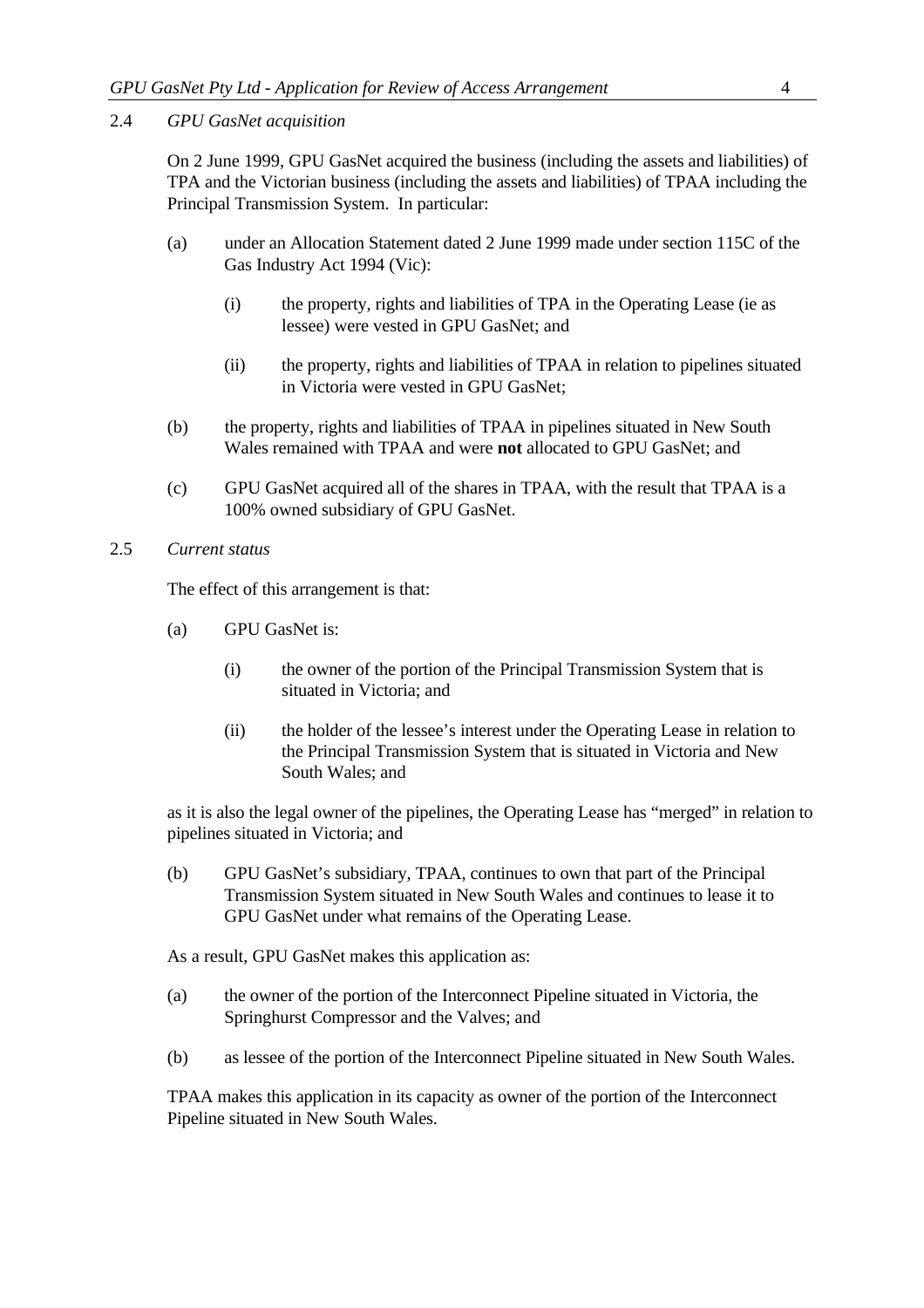2.4 *GPU GasNet acquisition*

On 2 June 1999, GPU GasNet acquired the business (including the assets and liabilities) of TPA and the Victorian business (including the assets and liabilities) of TPAA including the Principal Transmission System. In particular:

(a) under an Allocation Statement dated 2 June 1999 made under section 115C of the Gas Industry Act 1994 (Vic):

   (i) the property, rights and liabilities of TPA in the Operating Lease (ie as lessee) were vested in GPU GasNet; and

   (ii) the property, rights and liabilities of TPAA in relation to pipelines situated in Victoria were vested in GPU GasNet;

(b) the property, rights and liabilities of TPAA in pipelines situated in New South Wales remained with TPAA and were **not** allocated to GPU GasNet; and

(c) GPU GasNet acquired all of the shares in TPAA, with the result that TPAA is a 100% owned subsidiary of GPU GasNet.

2.5 *Current status*

The effect of this arrangement is that:

(a) GPU GasNet is:

   (i) the owner of the portion of the Principal Transmission System that is situated in Victoria; and

   (ii) the holder of the lessee's interest under the Operating Lease in relation to the Principal Transmission System that is situated in Victoria and New South Wales; and

as it is also the legal owner of the pipelines, the Operating Lease has "merged" in relation to pipelines situated in Victoria; and

(b) GPU GasNet's subsidiary, TPAA, continues to own that part of the Principal Transmission System situated in New South Wales and continues to lease it to GPU GasNet under what remains of the Operating Lease.

As a result, GPU GasNet makes this application as:

(a) the owner of the portion of the Interconnect Pipeline situated in Victoria, the Springhurst Compressor and the Valves; and

(b) as lessee of the portion of the Interconnect Pipeline situated in New South Wales.

TPAA makes this application in its capacity as owner of the portion of the Interconnect Pipeline situated in New South Wales.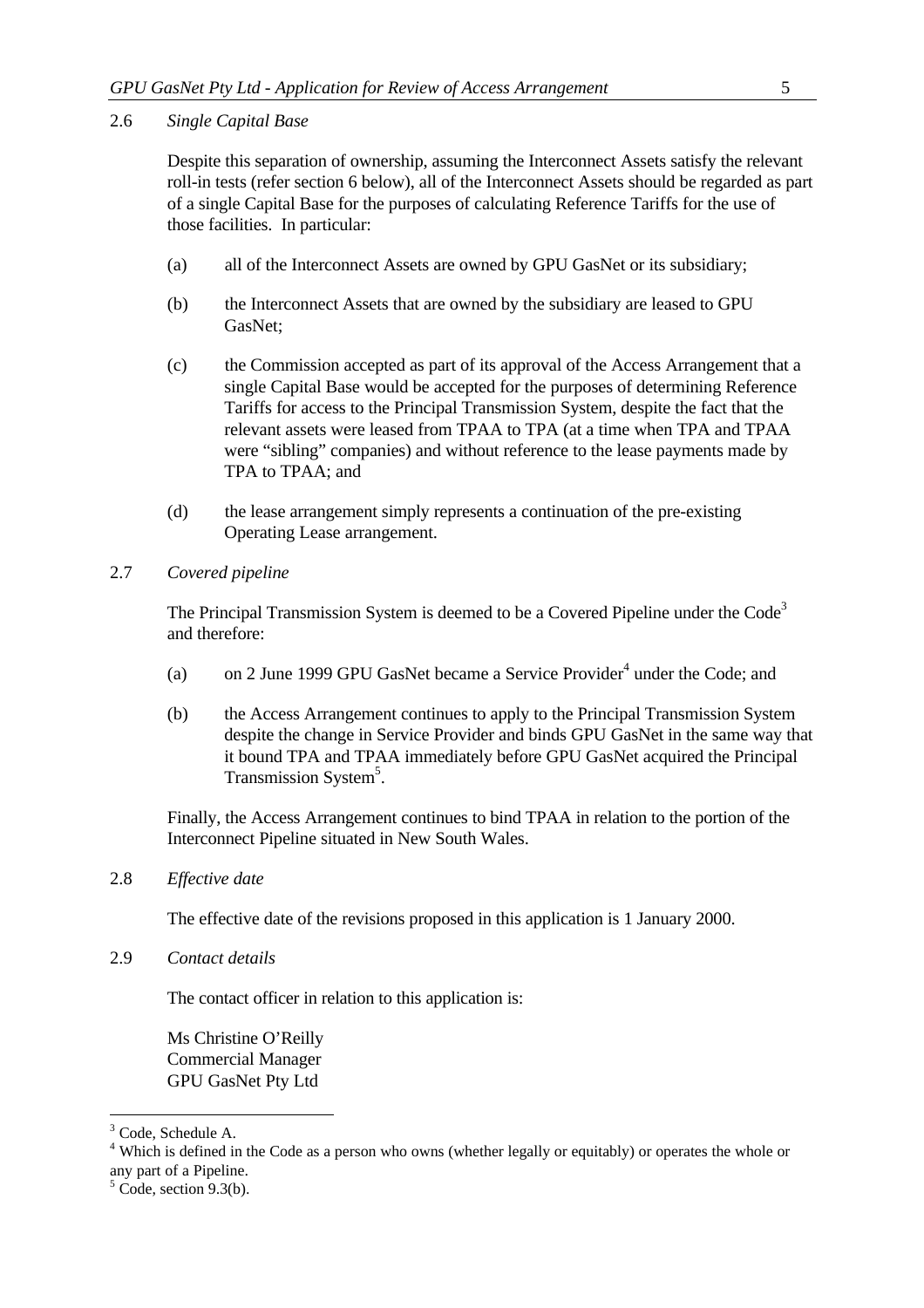2.6 *Single Capital Base*

Despite this separation of ownership, assuming the Interconnect Assets satisfy the relevant roll-in tests (refer section 6 below), all of the Interconnect Assets should be regarded as part of a single Capital Base for the purposes of calculating Reference Tariffs for the use of those facilities. In particular:

(a) all of the Interconnect Assets are owned by GPU GasNet or its subsidiary;

(b) the Interconnect Assets that are owned by the subsidiary are leased to GPU GasNet;

(c) the Commission accepted as part of its approval of the Access Arrangement that a single Capital Base would be accepted for the purposes of determining Reference Tariffs for access to the Principal Transmission System, despite the fact that the relevant assets were leased from TPAA to TPA (at a time when TPA and TPAA were "sibling" companies) and without reference to the lease payments made by TPA to TPAA; and

(d) the lease arrangement simply represents a continuation of the pre-existing Operating Lease arrangement.

2.7 *Covered pipeline*

The Principal Transmission System is deemed to be a Covered Pipeline under the Code[3] and therefore:

(a) on 2 June 1999 GPU GasNet became a Service Provider[4] under the Code; and

(b) the Access Arrangement continues to apply to the Principal Transmission System despite the change in Service Provider and binds GPU GasNet in the same way that it bound TPA and TPAA immediately before GPU GasNet acquired the Principal Transmission System[5].

Finally, the Access Arrangement continues to bind TPAA in relation to the portion of the Interconnect Pipeline situated in New South Wales.

2.8 *Effective date*

The effective date of the revisions proposed in this application is 1 January 2000.

2.9 *Contact details*

The contact officer in relation to this application is:

Ms Christine O'Reilly
Commercial Manager
GPU GasNet Pty Ltd

---

[3] Code, Schedule A.

[4] Which is defined in the Code as a person who owns (whether legally or equitably) or operates the whole or any part of a Pipeline.

[5] Code, section 9.3(b).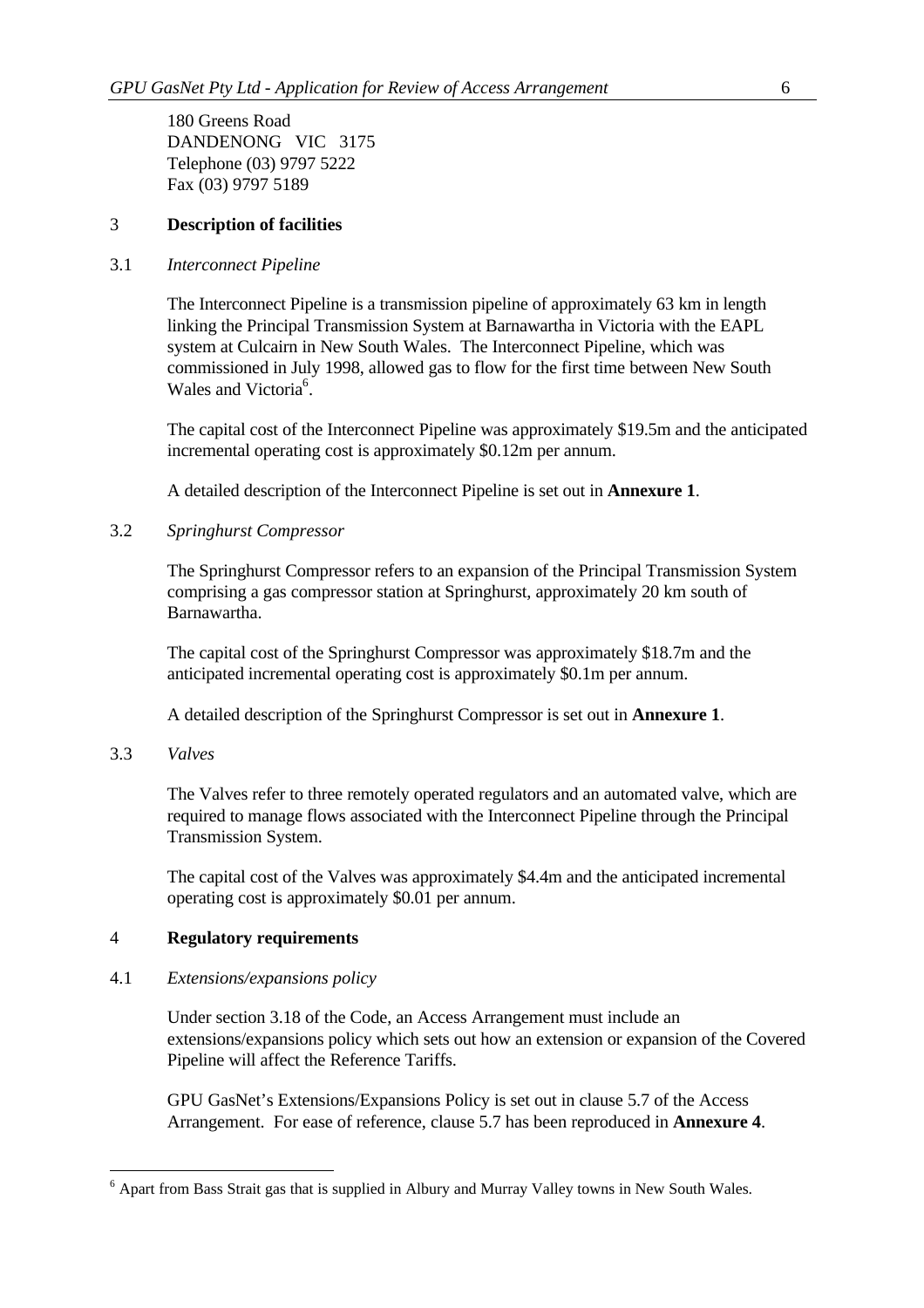180 Greens Road
DANDENONG VIC 3175
Telephone (03) 9797 5222
Fax (03) 9797 5189

## 3 Description of facilities

### 3.1 *Interconnect Pipeline*

The Interconnect Pipeline is a transmission pipeline of approximately 63 km in length linking the Principal Transmission System at Barnawartha in Victoria with the EAPL system at Culcairn in New South Wales. The Interconnect Pipeline, which was commissioned in July 1998, allowed gas to flow for the first time between New South Wales and Victoria[6].

The capital cost of the Interconnect Pipeline was approximately $19.5m and the anticipated incremental operating cost is approximately $0.12m per annum.

A detailed description of the Interconnect Pipeline is set out in **Annexure 1**.

### 3.2 *Springhurst Compressor*

The Springhurst Compressor refers to an expansion of the Principal Transmission System comprising a gas compressor station at Springhurst, approximately 20 km south of Barnawartha.

The capital cost of the Springhurst Compressor was approximately $18.7m and the anticipated incremental operating cost is approximately $0.1m per annum.

A detailed description of the Springhurst Compressor is set out in **Annexure 1**.

### 3.3 *Valves*

The Valves refer to three remotely operated regulators and an automated valve, which are required to manage flows associated with the Interconnect Pipeline through the Principal Transmission System.

The capital cost of the Valves was approximately $4.4m and the anticipated incremental operating cost is approximately $0.01 per annum.

## 4 Regulatory requirements

### 4.1 *Extensions/expansions policy*

Under section 3.18 of the Code, an Access Arrangement must include an extensions/expansions policy which sets out how an extension or expansion of the Covered Pipeline will affect the Reference Tariffs.

GPU GasNet's Extensions/Expansions Policy is set out in clause 5.7 of the Access Arrangement. For ease of reference, clause 5.7 has been reproduced in **Annexure 4**.

---

[6] Apart from Bass Strait gas that is supplied in Albury and Murray Valley towns in New South Wales.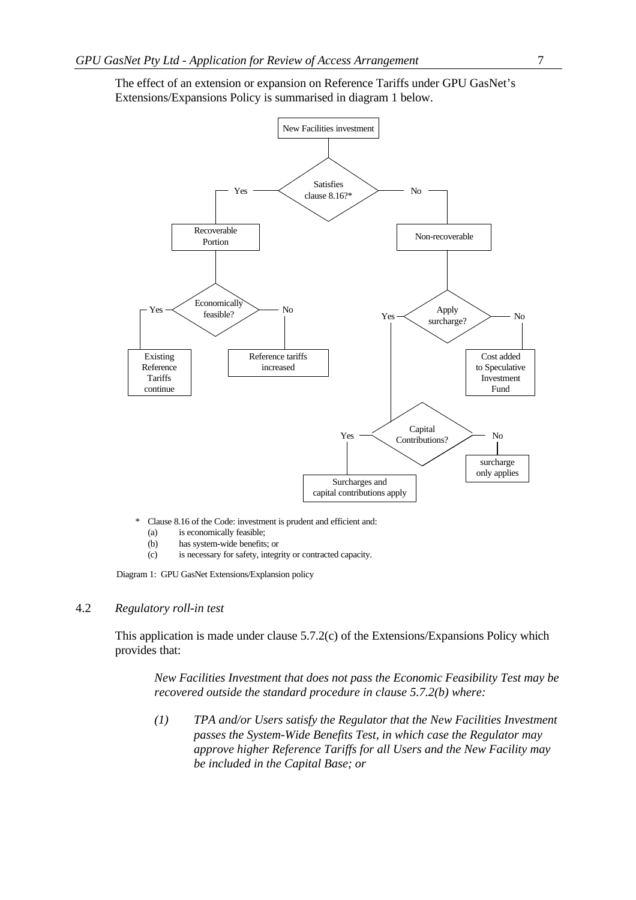The effect of an extension or expansion on Reference Tariffs under GPU GasNet's Extensions/Expansions Policy is summarised in diagram 1 below.

- New Facilities investment
  - Satisfies clause 8.16?*
    - Yes → Recoverable Portion
      - Economically feasible?
        - Yes → Existing Reference Tariffs continue
        - No → Reference tariffs increased
    - No → Non-recoverable
      - Apply surcharge?
        - Yes → Capital Contributions?
          - Yes → Surcharges and capital contributions apply
          - No → surcharge only applies
        - No → Cost added to Speculative Investment Fund

\* Clause 8.16 of the Code: investment is prudent and efficient and:

(a) is economically feasible;

(b) has system-wide benefits; or

(c) is necessary for safety, integrity or contracted capacity.

Diagram 1: GPU GasNet Extensions/Explansion policy

## 4.2 *Regulatory roll-in test*

This application is made under clause 5.7.2(c) of the Extensions/Expansions Policy which provides that:

> *New Facilities Investment that does not pass the Economic Feasibility Test may be recovered outside the standard procedure in clause 5.7.2(b) where:*
>
> *(1) TPA and/or Users satisfy the Regulator that the New Facilities Investment passes the System-Wide Benefits Test, in which case the Regulator may approve higher Reference Tariffs for all Users and the New Facility may be included in the Capital Base; or*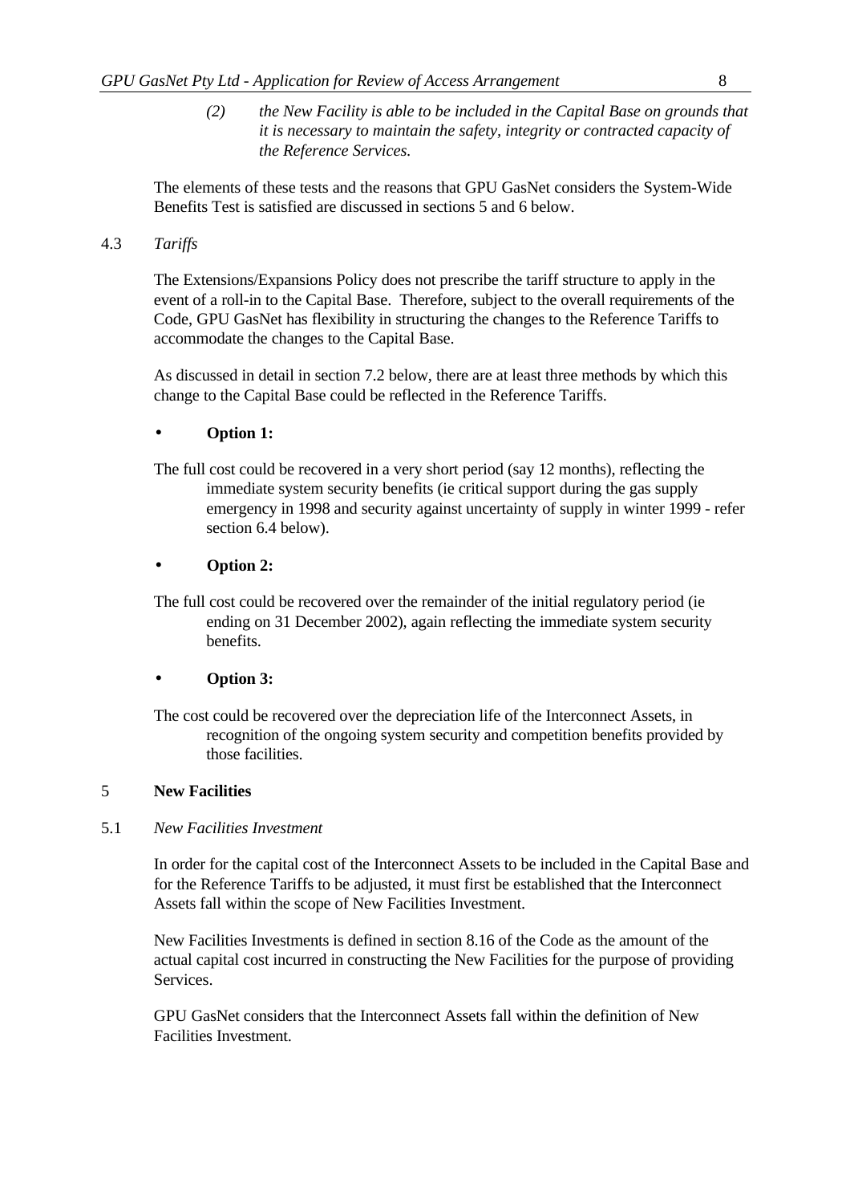*(2) the New Facility is able to be included in the Capital Base on grounds that it is necessary to maintain the safety, integrity or contracted capacity of the Reference Services.*

The elements of these tests and the reasons that GPU GasNet considers the System-Wide Benefits Test is satisfied are discussed in sections 5 and 6 below.

### 4.3 *Tariffs*

The Extensions/Expansions Policy does not prescribe the tariff structure to apply in the event of a roll-in to the Capital Base. Therefore, subject to the overall requirements of the Code, GPU GasNet has flexibility in structuring the changes to the Reference Tariffs to accommodate the changes to the Capital Base.

As discussed in detail in section 7.2 below, there are at least three methods by which this change to the Capital Base could be reflected in the Reference Tariffs.

- **Option 1:**

The full cost could be recovered in a very short period (say 12 months), reflecting the immediate system security benefits (ie critical support during the gas supply emergency in 1998 and security against uncertainty of supply in winter 1999 - refer section 6.4 below).

- **Option 2:**

The full cost could be recovered over the remainder of the initial regulatory period (ie ending on 31 December 2002), again reflecting the immediate system security benefits.

- **Option 3:**

The cost could be recovered over the depreciation life of the Interconnect Assets, in recognition of the ongoing system security and competition benefits provided by those facilities.

## 5 New Facilities

### 5.1 *New Facilities Investment*

In order for the capital cost of the Interconnect Assets to be included in the Capital Base and for the Reference Tariffs to be adjusted, it must first be established that the Interconnect Assets fall within the scope of New Facilities Investment.

New Facilities Investments is defined in section 8.16 of the Code as the amount of the actual capital cost incurred in constructing the New Facilities for the purpose of providing Services.

GPU GasNet considers that the Interconnect Assets fall within the definition of New Facilities Investment.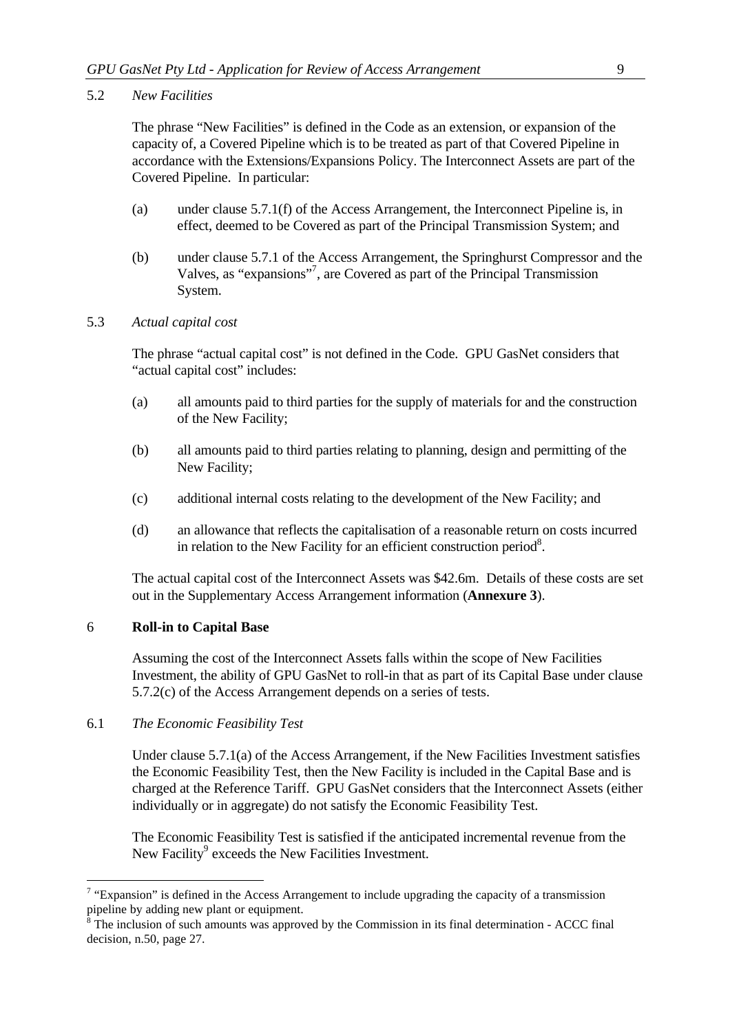### 5.2 *New Facilities*

The phrase "New Facilities" is defined in the Code as an extension, or expansion of the capacity of, a Covered Pipeline which is to be treated as part of that Covered Pipeline in accordance with the Extensions/Expansions Policy. The Interconnect Assets are part of the Covered Pipeline. In particular:

(a) under clause 5.7.1(f) of the Access Arrangement, the Interconnect Pipeline is, in effect, deemed to be Covered as part of the Principal Transmission System; and

(b) under clause 5.7.1 of the Access Arrangement, the Springhurst Compressor and the Valves, as "expansions"[7], are Covered as part of the Principal Transmission System.

### 5.3 *Actual capital cost*

The phrase "actual capital cost" is not defined in the Code. GPU GasNet considers that "actual capital cost" includes:

(a) all amounts paid to third parties for the supply of materials for and the construction of the New Facility;

(b) all amounts paid to third parties relating to planning, design and permitting of the New Facility;

(c) additional internal costs relating to the development of the New Facility; and

(d) an allowance that reflects the capitalisation of a reasonable return on costs incurred in relation to the New Facility for an efficient construction period[8].

The actual capital cost of the Interconnect Assets was $42.6m. Details of these costs are set out in the Supplementary Access Arrangement information (**Annexure 3**).

## 6 **Roll-in to Capital Base**

Assuming the cost of the Interconnect Assets falls within the scope of New Facilities Investment, the ability of GPU GasNet to roll-in that as part of its Capital Base under clause 5.7.2(c) of the Access Arrangement depends on a series of tests.

### 6.1 *The Economic Feasibility Test*

Under clause 5.7.1(a) of the Access Arrangement, if the New Facilities Investment satisfies the Economic Feasibility Test, then the New Facility is included in the Capital Base and is charged at the Reference Tariff. GPU GasNet considers that the Interconnect Assets (either individually or in aggregate) do not satisfy the Economic Feasibility Test.

The Economic Feasibility Test is satisfied if the anticipated incremental revenue from the New Facility[9] exceeds the New Facilities Investment.

---

[7] "Expansion" is defined in the Access Arrangement to include upgrading the capacity of a transmission pipeline by adding new plant or equipment.

[8] The inclusion of such amounts was approved by the Commission in its final determination - ACCC final decision, n.50, page 27.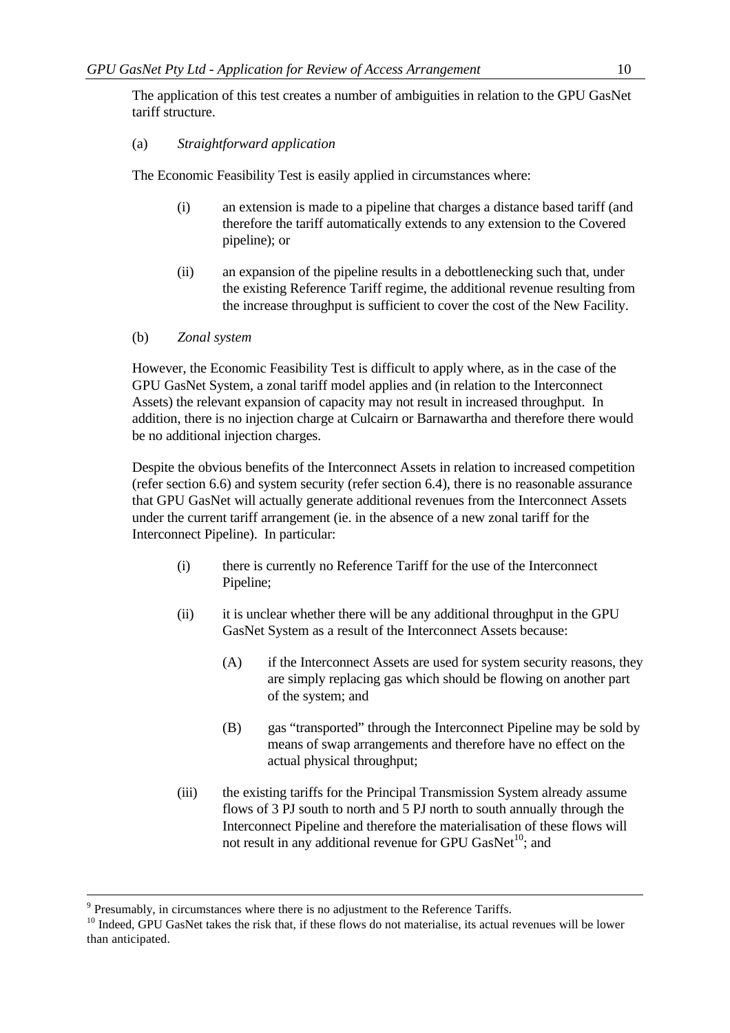The application of this test creates a number of ambiguities in relation to the GPU GasNet tariff structure.

(a) *Straightforward application*

The Economic Feasibility Test is easily applied in circumstances where:

(i) an extension is made to a pipeline that charges a distance based tariff (and therefore the tariff automatically extends to any extension to the Covered pipeline); or

(ii) an expansion of the pipeline results in a debottlenecking such that, under the existing Reference Tariff regime, the additional revenue resulting from the increase throughput is sufficient to cover the cost of the New Facility.

(b) *Zonal system*

However, the Economic Feasibility Test is difficult to apply where, as in the case of the GPU GasNet System, a zonal tariff model applies and (in relation to the Interconnect Assets) the relevant expansion of capacity may not result in increased throughput. In addition, there is no injection charge at Culcairn or Barnawartha and therefore there would be no additional injection charges.

Despite the obvious benefits of the Interconnect Assets in relation to increased competition (refer section 6.6) and system security (refer section 6.4), there is no reasonable assurance that GPU GasNet will actually generate additional revenues from the Interconnect Assets under the current tariff arrangement (ie. in the absence of a new zonal tariff for the Interconnect Pipeline). In particular:

(i) there is currently no Reference Tariff for the use of the Interconnect Pipeline;

(ii) it is unclear whether there will be any additional throughput in the GPU GasNet System as a result of the Interconnect Assets because:

(A) if the Interconnect Assets are used for system security reasons, they are simply replacing gas which should be flowing on another part of the system; and

(B) gas "transported" through the Interconnect Pipeline may be sold by means of swap arrangements and therefore have no effect on the actual physical throughput;

(iii) the existing tariffs for the Principal Transmission System already assume flows of 3 PJ south to north and 5 PJ north to south annually through the Interconnect Pipeline and therefore the materialisation of these flows will not result in any additional revenue for GPU GasNet[10]; and

---

[9] Presumably, in circumstances where there is no adjustment to the Reference Tariffs.

[10] Indeed, GPU GasNet takes the risk that, if these flows do not materialise, its actual revenues will be lower than anticipated.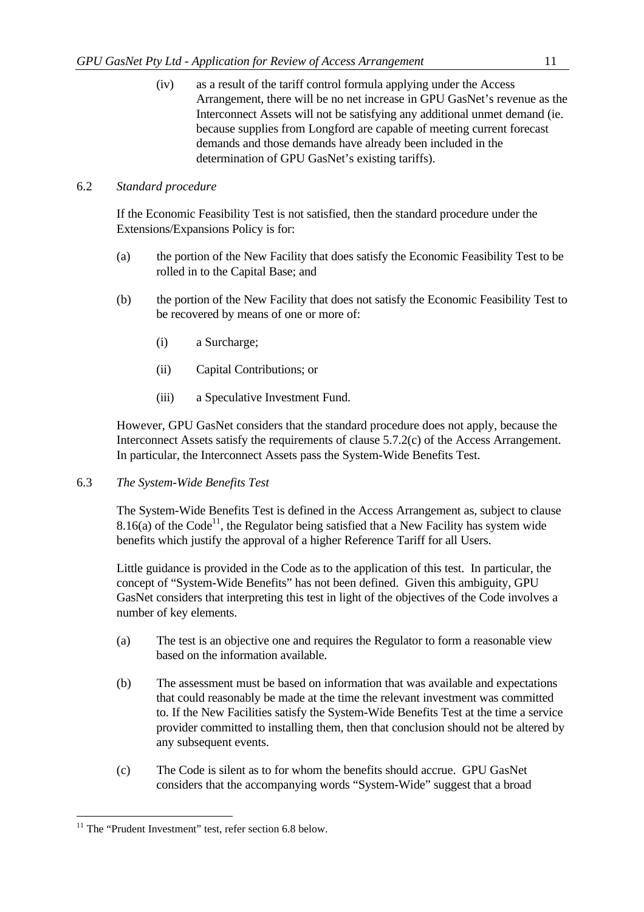(iv) as a result of the tariff control formula applying under the Access Arrangement, there will be no net increase in GPU GasNet's revenue as the Interconnect Assets will not be satisfying any additional unmet demand (ie. because supplies from Longford are capable of meeting current forecast demands and those demands have already been included in the determination of GPU GasNet's existing tariffs).

6.2 *Standard procedure*

If the Economic Feasibility Test is not satisfied, then the standard procedure under the Extensions/Expansions Policy is for:

(a) the portion of the New Facility that does satisfy the Economic Feasibility Test to be rolled in to the Capital Base; and

(b) the portion of the New Facility that does not satisfy the Economic Feasibility Test to be recovered by means of one or more of:

(i) a Surcharge;

(ii) Capital Contributions; or

(iii) a Speculative Investment Fund.

However, GPU GasNet considers that the standard procedure does not apply, because the Interconnect Assets satisfy the requirements of clause 5.7.2(c) of the Access Arrangement. In particular, the Interconnect Assets pass the System-Wide Benefits Test.

6.3 *The System-Wide Benefits Test*

The System-Wide Benefits Test is defined in the Access Arrangement as, subject to clause 8.16(a) of the Code[11], the Regulator being satisfied that a New Facility has system wide benefits which justify the approval of a higher Reference Tariff for all Users.

Little guidance is provided in the Code as to the application of this test. In particular, the concept of "System-Wide Benefits" has not been defined. Given this ambiguity, GPU GasNet considers that interpreting this test in light of the objectives of the Code involves a number of key elements.

(a) The test is an objective one and requires the Regulator to form a reasonable view based on the information available.

(b) The assessment must be based on information that was available and expectations that could reasonably be made at the time the relevant investment was committed to. If the New Facilities satisfy the System-Wide Benefits Test at the time a service provider committed to installing them, then that conclusion should not be altered by any subsequent events.

(c) The Code is silent as to for whom the benefits should accrue. GPU GasNet considers that the accompanying words "System-Wide" suggest that a broad

[11] The "Prudent Investment" test, refer section 6.8 below.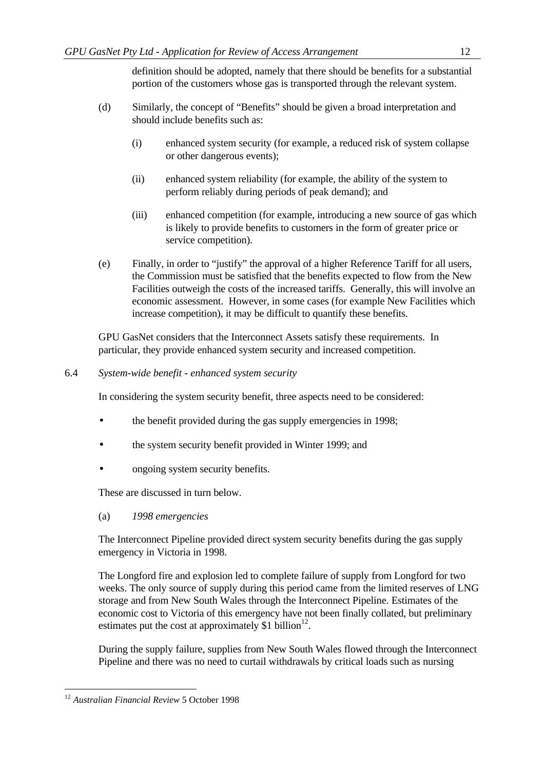definition should be adopted, namely that there should be benefits for a substantial portion of the customers whose gas is transported through the relevant system.

(d) Similarly, the concept of "Benefits" should be given a broad interpretation and should include benefits such as:

   (i) enhanced system security (for example, a reduced risk of system collapse or other dangerous events);

   (ii) enhanced system reliability (for example, the ability of the system to perform reliably during periods of peak demand); and

   (iii) enhanced competition (for example, introducing a new source of gas which is likely to provide benefits to customers in the form of greater price or service competition).

(e) Finally, in order to "justify" the approval of a higher Reference Tariff for all users, the Commission must be satisfied that the benefits expected to flow from the New Facilities outweigh the costs of the increased tariffs. Generally, this will involve an economic assessment. However, in some cases (for example New Facilities which increase competition), it may be difficult to quantify these benefits.

GPU GasNet considers that the Interconnect Assets satisfy these requirements. In particular, they provide enhanced system security and increased competition.

### 6.4 *System-wide benefit - enhanced system security*

In considering the system security benefit, three aspects need to be considered:

- the benefit provided during the gas supply emergencies in 1998;
- the system security benefit provided in Winter 1999; and
- ongoing system security benefits.

These are discussed in turn below.

(a) *1998 emergencies*

The Interconnect Pipeline provided direct system security benefits during the gas supply emergency in Victoria in 1998.

The Longford fire and explosion led to complete failure of supply from Longford for two weeks. The only source of supply during this period came from the limited reserves of LNG storage and from New South Wales through the Interconnect Pipeline. Estimates of the economic cost to Victoria of this emergency have not been finally collated, but preliminary estimates put the cost at approximately $1 billion[12].

During the supply failure, supplies from New South Wales flowed through the Interconnect Pipeline and there was no need to curtail withdrawals by critical loads such as nursing

[12] *Australian Financial Review* 5 October 1998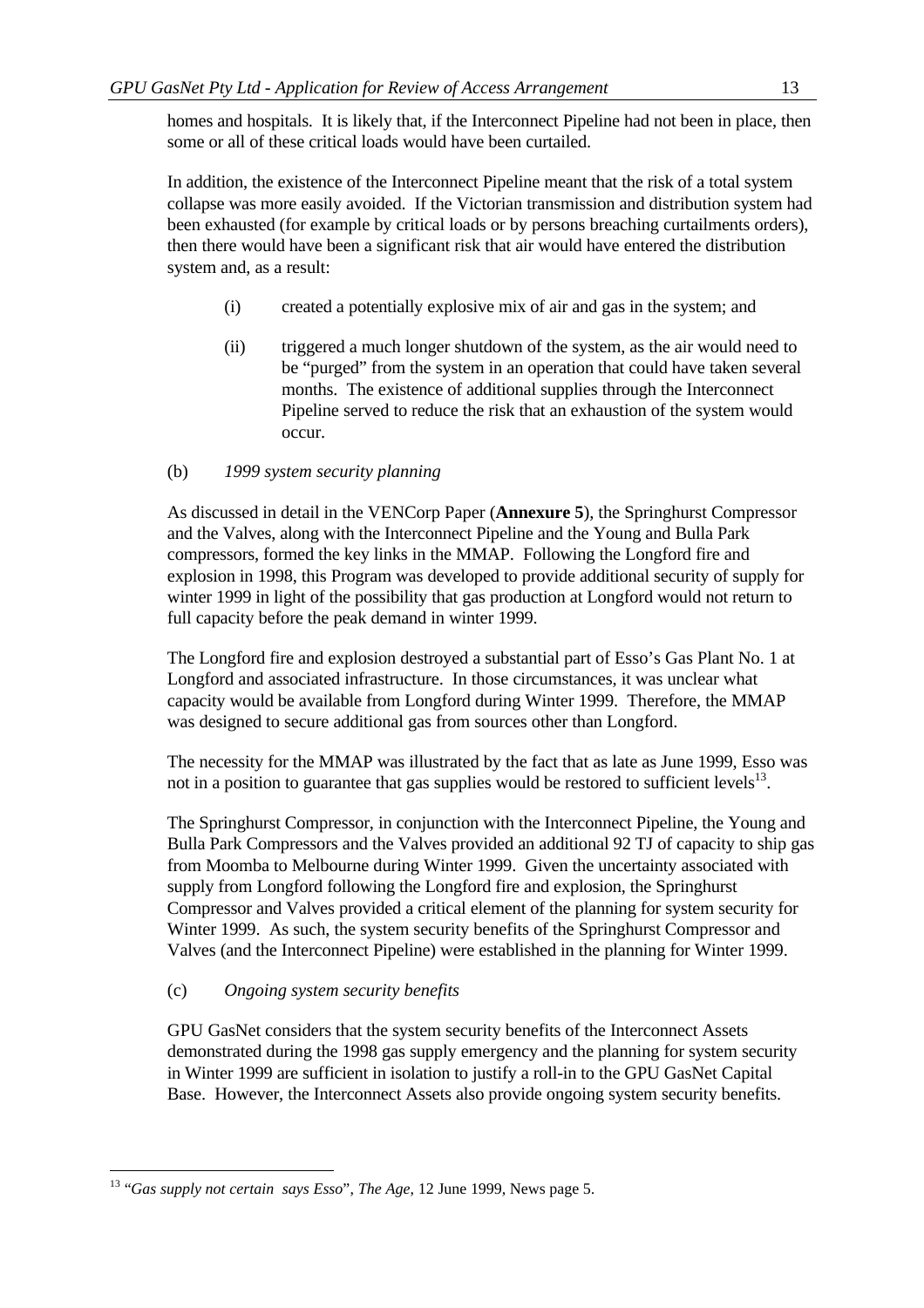homes and hospitals. It is likely that, if the Interconnect Pipeline had not been in place, then some or all of these critical loads would have been curtailed.

In addition, the existence of the Interconnect Pipeline meant that the risk of a total system collapse was more easily avoided. If the Victorian transmission and distribution system had been exhausted (for example by critical loads or by persons breaching curtailments orders), then there would have been a significant risk that air would have entered the distribution system and, as a result:

(i) created a potentially explosive mix of air and gas in the system; and

(ii) triggered a much longer shutdown of the system, as the air would need to be "purged" from the system in an operation that could have taken several months. The existence of additional supplies through the Interconnect Pipeline served to reduce the risk that an exhaustion of the system would occur.

(b) *1999 system security planning*

As discussed in detail in the VENCorp Paper (**Annexure 5**), the Springhurst Compressor and the Valves, along with the Interconnect Pipeline and the Young and Bulla Park compressors, formed the key links in the MMAP. Following the Longford fire and explosion in 1998, this Program was developed to provide additional security of supply for winter 1999 in light of the possibility that gas production at Longford would not return to full capacity before the peak demand in winter 1999.

The Longford fire and explosion destroyed a substantial part of Esso's Gas Plant No. 1 at Longford and associated infrastructure. In those circumstances, it was unclear what capacity would be available from Longford during Winter 1999. Therefore, the MMAP was designed to secure additional gas from sources other than Longford.

The necessity for the MMAP was illustrated by the fact that as late as June 1999, Esso was not in a position to guarantee that gas supplies would be restored to sufficient levels[13].

The Springhurst Compressor, in conjunction with the Interconnect Pipeline, the Young and Bulla Park Compressors and the Valves provided an additional 92 TJ of capacity to ship gas from Moomba to Melbourne during Winter 1999. Given the uncertainty associated with supply from Longford following the Longford fire and explosion, the Springhurst Compressor and Valves provided a critical element of the planning for system security for Winter 1999. As such, the system security benefits of the Springhurst Compressor and Valves (and the Interconnect Pipeline) were established in the planning for Winter 1999.

(c) *Ongoing system security benefits*

GPU GasNet considers that the system security benefits of the Interconnect Assets demonstrated during the 1998 gas supply emergency and the planning for system security in Winter 1999 are sufficient in isolation to justify a roll-in to the GPU GasNet Capital Base. However, the Interconnect Assets also provide ongoing system security benefits.

---

[13] "*Gas supply not certain says Esso*", *The Age*, 12 June 1999, News page 5.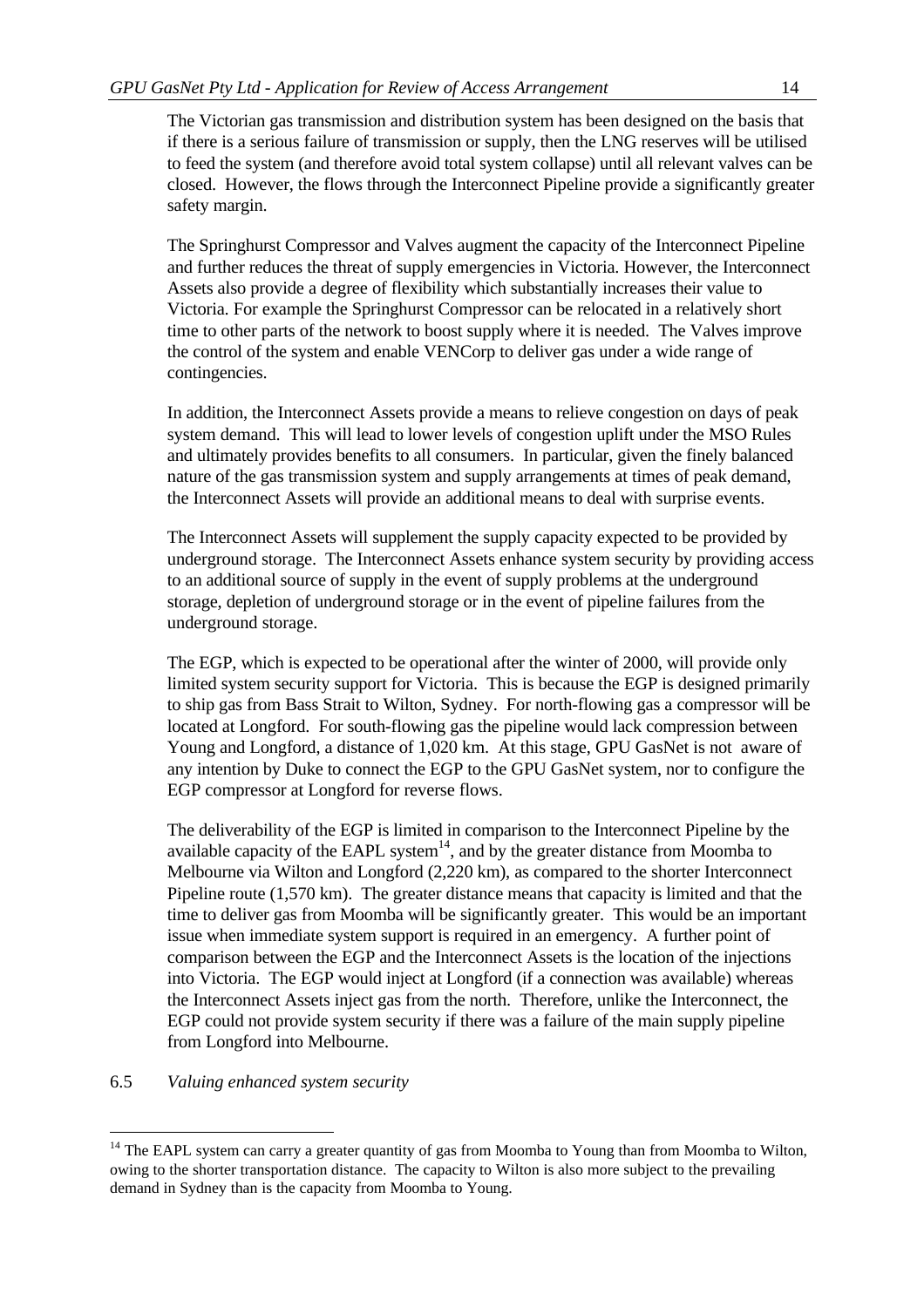The Victorian gas transmission and distribution system has been designed on the basis that if there is a serious failure of transmission or supply, then the LNG reserves will be utilised to feed the system (and therefore avoid total system collapse) until all relevant valves can be closed. However, the flows through the Interconnect Pipeline provide a significantly greater safety margin.

The Springhurst Compressor and Valves augment the capacity of the Interconnect Pipeline and further reduces the threat of supply emergencies in Victoria. However, the Interconnect Assets also provide a degree of flexibility which substantially increases their value to Victoria. For example the Springhurst Compressor can be relocated in a relatively short time to other parts of the network to boost supply where it is needed. The Valves improve the control of the system and enable VENCorp to deliver gas under a wide range of contingencies.

In addition, the Interconnect Assets provide a means to relieve congestion on days of peak system demand. This will lead to lower levels of congestion uplift under the MSO Rules and ultimately provides benefits to all consumers. In particular, given the finely balanced nature of the gas transmission system and supply arrangements at times of peak demand, the Interconnect Assets will provide an additional means to deal with surprise events.

The Interconnect Assets will supplement the supply capacity expected to be provided by underground storage. The Interconnect Assets enhance system security by providing access to an additional source of supply in the event of supply problems at the underground storage, depletion of underground storage or in the event of pipeline failures from the underground storage.

The EGP, which is expected to be operational after the winter of 2000, will provide only limited system security support for Victoria. This is because the EGP is designed primarily to ship gas from Bass Strait to Wilton, Sydney. For north-flowing gas a compressor will be located at Longford. For south-flowing gas the pipeline would lack compression between Young and Longford, a distance of 1,020 km. At this stage, GPU GasNet is not aware of any intention by Duke to connect the EGP to the GPU GasNet system, nor to configure the EGP compressor at Longford for reverse flows.

The deliverability of the EGP is limited in comparison to the Interconnect Pipeline by the available capacity of the EAPL system[14], and by the greater distance from Moomba to Melbourne via Wilton and Longford (2,220 km), as compared to the shorter Interconnect Pipeline route (1,570 km). The greater distance means that capacity is limited and that the time to deliver gas from Moomba will be significantly greater. This would be an important issue when immediate system support is required in an emergency. A further point of comparison between the EGP and the Interconnect Assets is the location of the injections into Victoria. The EGP would inject at Longford (if a connection was available) whereas the Interconnect Assets inject gas from the north. Therefore, unlike the Interconnect, the EGP could not provide system security if there was a failure of the main supply pipeline from Longford into Melbourne.

## 6.5 *Valuing enhanced system security*

[14] The EAPL system can carry a greater quantity of gas from Moomba to Young than from Moomba to Wilton, owing to the shorter transportation distance. The capacity to Wilton is also more subject to the prevailing demand in Sydney than is the capacity from Moomba to Young.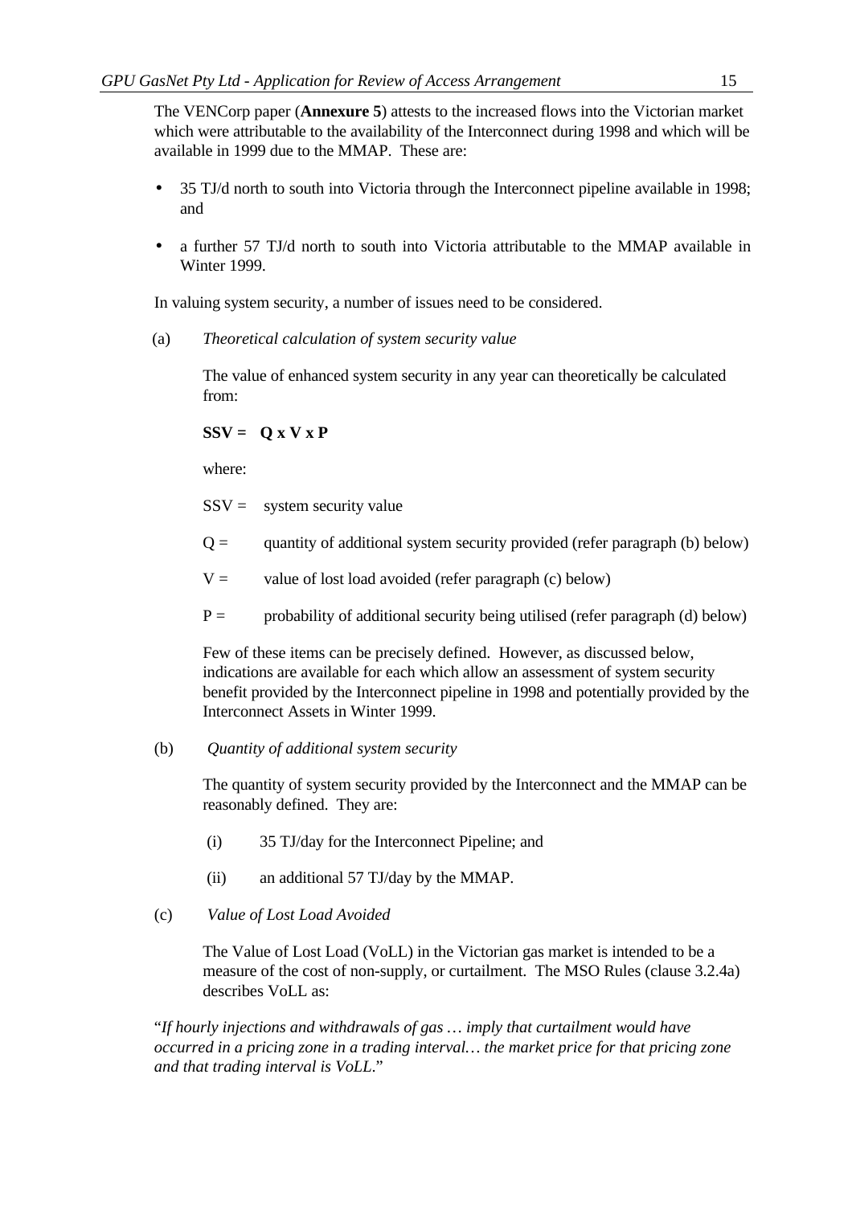The VENCorp paper (**Annexure 5**) attests to the increased flows into the Victorian market which were attributable to the availability of the Interconnect during 1998 and which will be available in 1999 due to the MMAP. These are:

- 35 TJ/d north to south into Victoria through the Interconnect pipeline available in 1998; and
- a further 57 TJ/d north to south into Victoria attributable to the MMAP available in Winter 1999.

In valuing system security, a number of issues need to be considered.

(a) *Theoretical calculation of system security value*

The value of enhanced system security in any year can theoretically be calculated from:

**SSV = Q x V x P**

where:

SSV = system security value

Q = quantity of additional system security provided (refer paragraph (b) below)

V = value of lost load avoided (refer paragraph (c) below)

P = probability of additional security being utilised (refer paragraph (d) below)

Few of these items can be precisely defined. However, as discussed below, indications are available for each which allow an assessment of system security benefit provided by the Interconnect pipeline in 1998 and potentially provided by the Interconnect Assets in Winter 1999.

(b) *Quantity of additional system security*

The quantity of system security provided by the Interconnect and the MMAP can be reasonably defined. They are:

(i) 35 TJ/day for the Interconnect Pipeline; and

(ii) an additional 57 TJ/day by the MMAP.

(c) *Value of Lost Load Avoided*

The Value of Lost Load (VoLL) in the Victorian gas market is intended to be a measure of the cost of non-supply, or curtailment. The MSO Rules (clause 3.2.4a) describes VoLL as:

"*If hourly injections and withdrawals of gas … imply that curtailment would have occurred in a pricing zone in a trading interval… the market price for that pricing zone and that trading interval is VoLL*."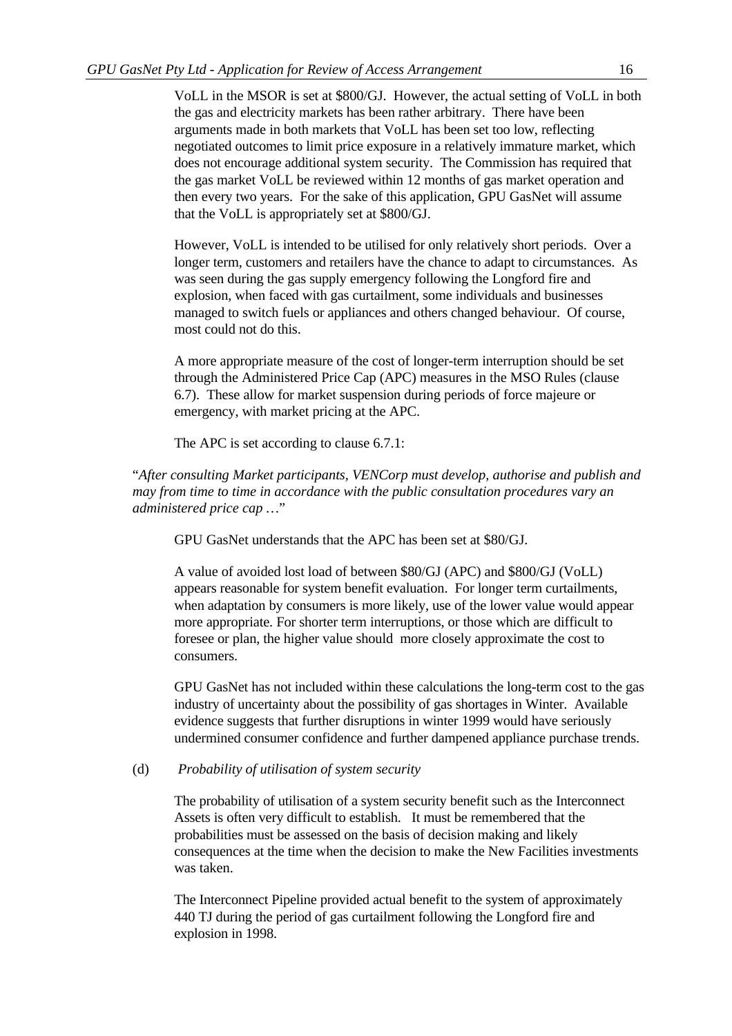VoLL in the MSOR is set at $800/GJ. However, the actual setting of VoLL in both the gas and electricity markets has been rather arbitrary. There have been arguments made in both markets that VoLL has been set too low, reflecting negotiated outcomes to limit price exposure in a relatively immature market, which does not encourage additional system security. The Commission has required that the gas market VoLL be reviewed within 12 months of gas market operation and then every two years. For the sake of this application, GPU GasNet will assume that the VoLL is appropriately set at $800/GJ.

However, VoLL is intended to be utilised for only relatively short periods. Over a longer term, customers and retailers have the chance to adapt to circumstances. As was seen during the gas supply emergency following the Longford fire and explosion, when faced with gas curtailment, some individuals and businesses managed to switch fuels or appliances and others changed behaviour. Of course, most could not do this.

A more appropriate measure of the cost of longer-term interruption should be set through the Administered Price Cap (APC) measures in the MSO Rules (clause 6.7). These allow for market suspension during periods of force majeure or emergency, with market pricing at the APC.

The APC is set according to clause 6.7.1:

"*After consulting Market participants, VENCorp must develop, authorise and publish and may from time to time in accordance with the public consultation procedures vary an administered price cap …*"

GPU GasNet understands that the APC has been set at $80/GJ.

A value of avoided lost load of between $80/GJ (APC) and $800/GJ (VoLL) appears reasonable for system benefit evaluation. For longer term curtailments, when adaptation by consumers is more likely, use of the lower value would appear more appropriate. For shorter term interruptions, or those which are difficult to foresee or plan, the higher value should more closely approximate the cost to consumers.

GPU GasNet has not included within these calculations the long-term cost to the gas industry of uncertainty about the possibility of gas shortages in Winter. Available evidence suggests that further disruptions in winter 1999 would have seriously undermined consumer confidence and further dampened appliance purchase trends.

(d) *Probability of utilisation of system security*

The probability of utilisation of a system security benefit such as the Interconnect Assets is often very difficult to establish. It must be remembered that the probabilities must be assessed on the basis of decision making and likely consequences at the time when the decision to make the New Facilities investments was taken.

The Interconnect Pipeline provided actual benefit to the system of approximately 440 TJ during the period of gas curtailment following the Longford fire and explosion in 1998.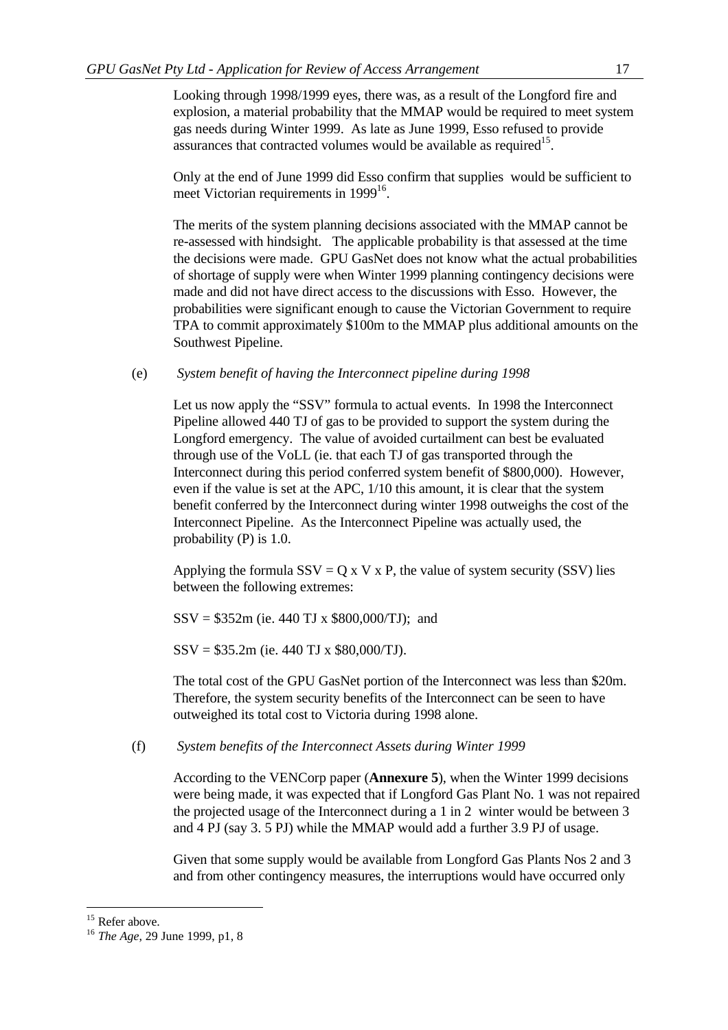Looking through 1998/1999 eyes, there was, as a result of the Longford fire and explosion, a material probability that the MMAP would be required to meet system gas needs during Winter 1999. As late as June 1999, Esso refused to provide assurances that contracted volumes would be available as required[15].

Only at the end of June 1999 did Esso confirm that supplies would be sufficient to meet Victorian requirements in 1999[16].

The merits of the system planning decisions associated with the MMAP cannot be re-assessed with hindsight. The applicable probability is that assessed at the time the decisions were made. GPU GasNet does not know what the actual probabilities of shortage of supply were when Winter 1999 planning contingency decisions were made and did not have direct access to the discussions with Esso. However, the probabilities were significant enough to cause the Victorian Government to require TPA to commit approximately \$100m to the MMAP plus additional amounts on the Southwest Pipeline.

(e) *System benefit of having the Interconnect pipeline during 1998*

Let us now apply the "SSV" formula to actual events. In 1998 the Interconnect Pipeline allowed 440 TJ of gas to be provided to support the system during the Longford emergency. The value of avoided curtailment can best be evaluated through use of the VoLL (ie. that each TJ of gas transported through the Interconnect during this period conferred system benefit of \$800,000). However, even if the value is set at the APC, 1/10 this amount, it is clear that the system benefit conferred by the Interconnect during winter 1998 outweighs the cost of the Interconnect Pipeline. As the Interconnect Pipeline was actually used, the probability (P) is 1.0.

Applying the formula $SSV = Q \times V \times P$, the value of system security (SSV) lies between the following extremes:

SSV = \$352m (ie. 440 TJ x \$800,000/TJ); and

SSV = \$35.2m (ie. 440 TJ x \$80,000/TJ).

The total cost of the GPU GasNet portion of the Interconnect was less than \$20m. Therefore, the system security benefits of the Interconnect can be seen to have outweighed its total cost to Victoria during 1998 alone.

(f) *System benefits of the Interconnect Assets during Winter 1999*

According to the VENCorp paper (**Annexure 5**), when the Winter 1999 decisions were being made, it was expected that if Longford Gas Plant No. 1 was not repaired the projected usage of the Interconnect during a 1 in 2 winter would be between 3 and 4 PJ (say 3. 5 PJ) while the MMAP would add a further 3.9 PJ of usage.

Given that some supply would be available from Longford Gas Plants Nos 2 and 3 and from other contingency measures, the interruptions would have occurred only

[15] Refer above.

[16] *The Age*, 29 June 1999, p1, 8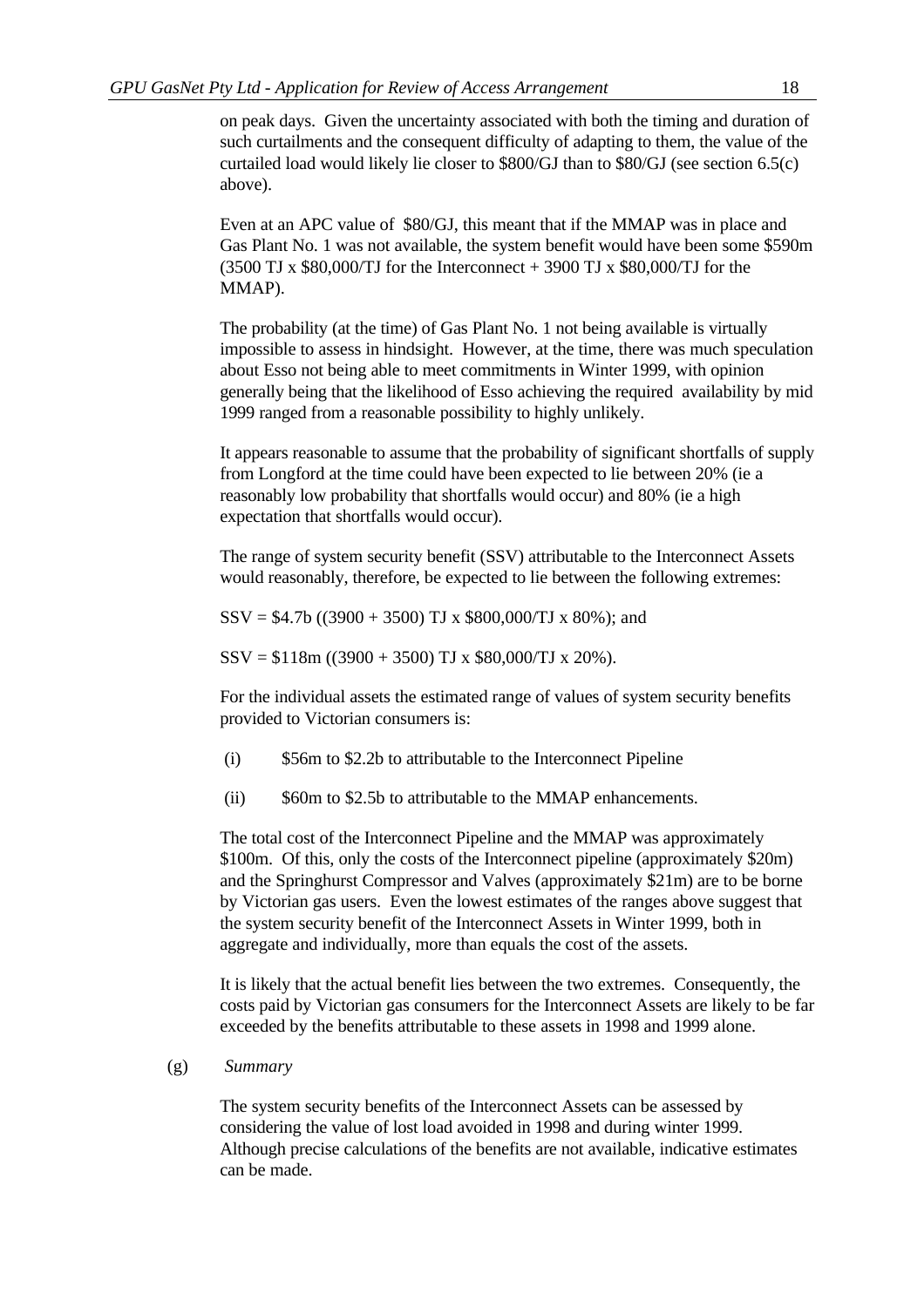on peak days. Given the uncertainty associated with both the timing and duration of such curtailments and the consequent difficulty of adapting to them, the value of the curtailed load would likely lie closer to $800/GJ than to $80/GJ (see section 6.5(c) above).

Even at an APC value of $80/GJ, this meant that if the MMAP was in place and Gas Plant No. 1 was not available, the system benefit would have been some $590m (3500 TJ x $80,000/TJ for the Interconnect + 3900 TJ x $80,000/TJ for the MMAP).

The probability (at the time) of Gas Plant No. 1 not being available is virtually impossible to assess in hindsight. However, at the time, there was much speculation about Esso not being able to meet commitments in Winter 1999, with opinion generally being that the likelihood of Esso achieving the required availability by mid 1999 ranged from a reasonable possibility to highly unlikely.

It appears reasonable to assume that the probability of significant shortfalls of supply from Longford at the time could have been expected to lie between 20% (ie a reasonably low probability that shortfalls would occur) and 80% (ie a high expectation that shortfalls would occur).

The range of system security benefit (SSV) attributable to the Interconnect Assets would reasonably, therefore, be expected to lie between the following extremes:

SSV = $4.7b ((3900 + 3500) TJ x $800,000/TJ x 80%); and

SSV = $118m ((3900 + 3500) TJ x $80,000/TJ x 20%).

For the individual assets the estimated range of values of system security benefits provided to Victorian consumers is:

(i) $56m to $2.2b to attributable to the Interconnect Pipeline

(ii) $60m to $2.5b to attributable to the MMAP enhancements.

The total cost of the Interconnect Pipeline and the MMAP was approximately $100m. Of this, only the costs of the Interconnect pipeline (approximately $20m) and the Springhurst Compressor and Valves (approximately $21m) are to be borne by Victorian gas users. Even the lowest estimates of the ranges above suggest that the system security benefit of the Interconnect Assets in Winter 1999, both in aggregate and individually, more than equals the cost of the assets.

It is likely that the actual benefit lies between the two extremes. Consequently, the costs paid by Victorian gas consumers for the Interconnect Assets are likely to be far exceeded by the benefits attributable to these assets in 1998 and 1999 alone.

(g) *Summary*

The system security benefits of the Interconnect Assets can be assessed by considering the value of lost load avoided in 1998 and during winter 1999. Although precise calculations of the benefits are not available, indicative estimates can be made.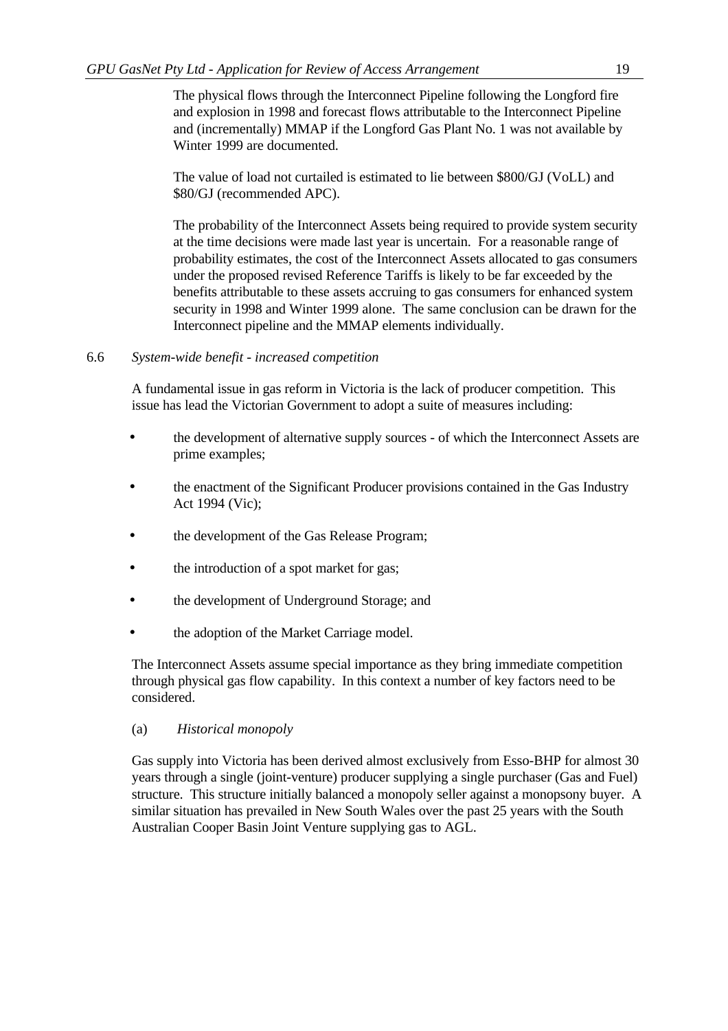The physical flows through the Interconnect Pipeline following the Longford fire and explosion in 1998 and forecast flows attributable to the Interconnect Pipeline and (incrementally) MMAP if the Longford Gas Plant No. 1 was not available by Winter 1999 are documented.

The value of load not curtailed is estimated to lie between $800/GJ (VoLL) and $80/GJ (recommended APC).

The probability of the Interconnect Assets being required to provide system security at the time decisions were made last year is uncertain. For a reasonable range of probability estimates, the cost of the Interconnect Assets allocated to gas consumers under the proposed revised Reference Tariffs is likely to be far exceeded by the benefits attributable to these assets accruing to gas consumers for enhanced system security in 1998 and Winter 1999 alone. The same conclusion can be drawn for the Interconnect pipeline and the MMAP elements individually.

### 6.6 *System-wide benefit - increased competition*

A fundamental issue in gas reform in Victoria is the lack of producer competition. This issue has lead the Victorian Government to adopt a suite of measures including:

- the development of alternative supply sources - of which the Interconnect Assets are prime examples;
- the enactment of the Significant Producer provisions contained in the Gas Industry Act 1994 (Vic);
- the development of the Gas Release Program;
- the introduction of a spot market for gas;
- the development of Underground Storage; and
- the adoption of the Market Carriage model.

The Interconnect Assets assume special importance as they bring immediate competition through physical gas flow capability. In this context a number of key factors need to be considered.

(a) *Historical monopoly*

Gas supply into Victoria has been derived almost exclusively from Esso-BHP for almost 30 years through a single (joint-venture) producer supplying a single purchaser (Gas and Fuel) structure. This structure initially balanced a monopoly seller against a monopsony buyer. A similar situation has prevailed in New South Wales over the past 25 years with the South Australian Cooper Basin Joint Venture supplying gas to AGL.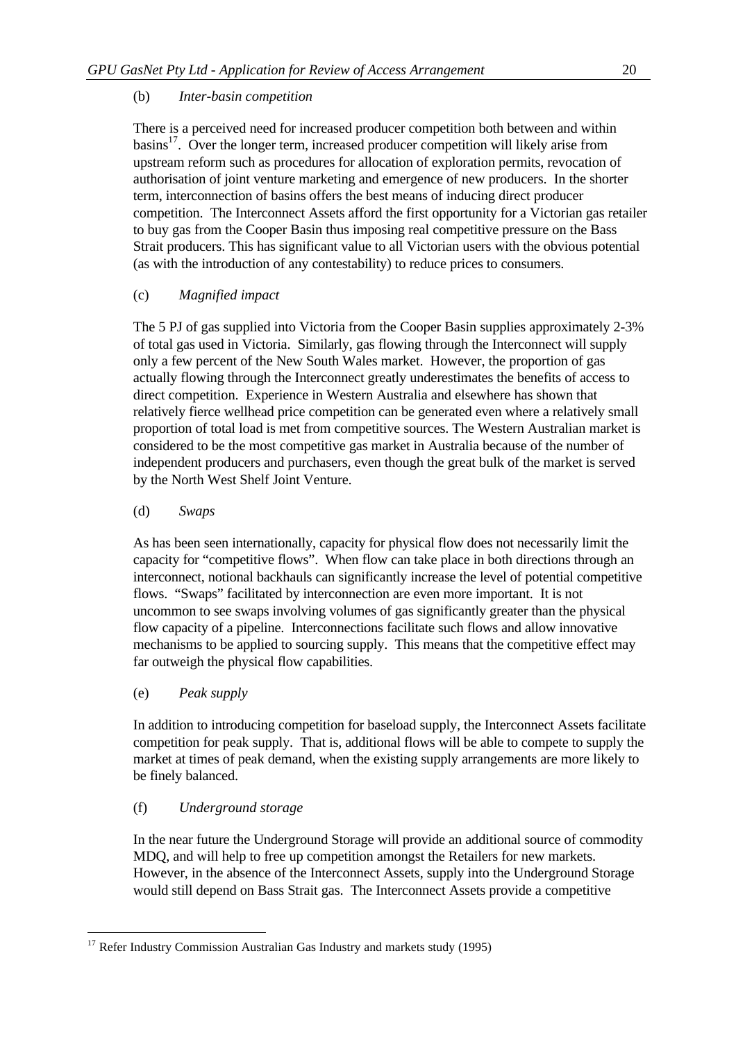(b) *Inter-basin competition*

There is a perceived need for increased producer competition both between and within basins[17]. Over the longer term, increased producer competition will likely arise from upstream reform such as procedures for allocation of exploration permits, revocation of authorisation of joint venture marketing and emergence of new producers. In the shorter term, interconnection of basins offers the best means of inducing direct producer competition. The Interconnect Assets afford the first opportunity for a Victorian gas retailer to buy gas from the Cooper Basin thus imposing real competitive pressure on the Bass Strait producers. This has significant value to all Victorian users with the obvious potential (as with the introduction of any contestability) to reduce prices to consumers.

(c) *Magnified impact*

The 5 PJ of gas supplied into Victoria from the Cooper Basin supplies approximately 2-3% of total gas used in Victoria. Similarly, gas flowing through the Interconnect will supply only a few percent of the New South Wales market. However, the proportion of gas actually flowing through the Interconnect greatly underestimates the benefits of access to direct competition. Experience in Western Australia and elsewhere has shown that relatively fierce wellhead price competition can be generated even where a relatively small proportion of total load is met from competitive sources. The Western Australian market is considered to be the most competitive gas market in Australia because of the number of independent producers and purchasers, even though the great bulk of the market is served by the North West Shelf Joint Venture.

(d) *Swaps*

As has been seen internationally, capacity for physical flow does not necessarily limit the capacity for "competitive flows". When flow can take place in both directions through an interconnect, notional backhauls can significantly increase the level of potential competitive flows. "Swaps" facilitated by interconnection are even more important. It is not uncommon to see swaps involving volumes of gas significantly greater than the physical flow capacity of a pipeline. Interconnections facilitate such flows and allow innovative mechanisms to be applied to sourcing supply. This means that the competitive effect may far outweigh the physical flow capabilities.

(e) *Peak supply*

In addition to introducing competition for baseload supply, the Interconnect Assets facilitate competition for peak supply. That is, additional flows will be able to compete to supply the market at times of peak demand, when the existing supply arrangements are more likely to be finely balanced.

(f) *Underground storage*

In the near future the Underground Storage will provide an additional source of commodity MDQ, and will help to free up competition amongst the Retailers for new markets. However, in the absence of the Interconnect Assets, supply into the Underground Storage would still depend on Bass Strait gas. The Interconnect Assets provide a competitive

---

[17] Refer Industry Commission Australian Gas Industry and markets study (1995)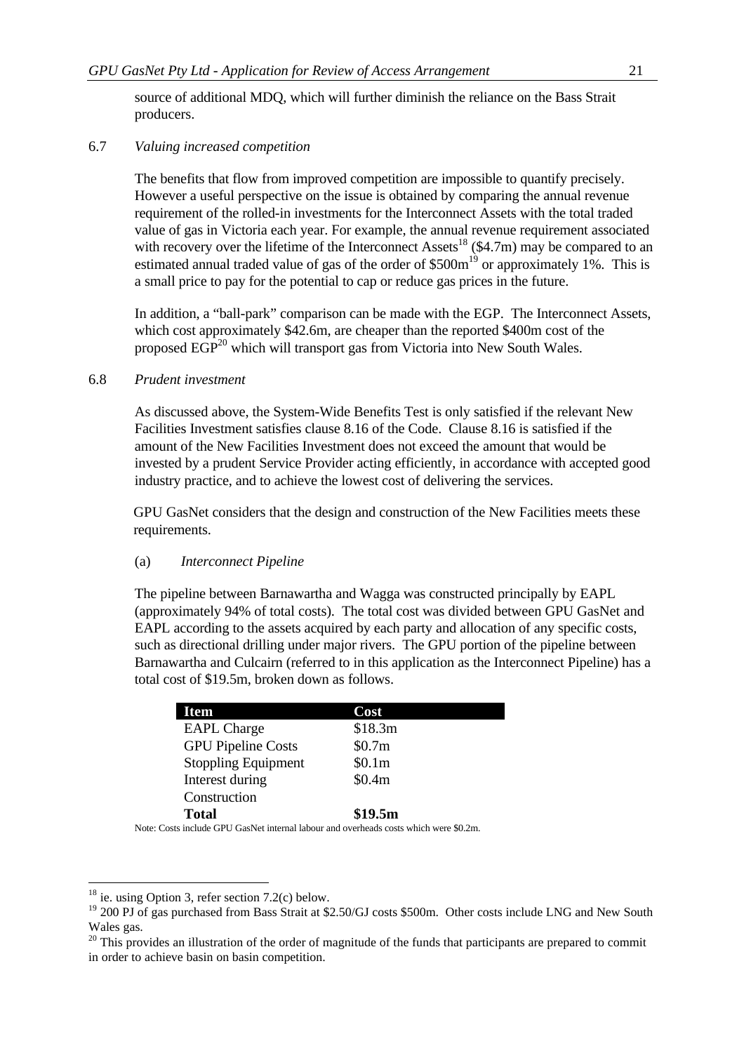source of additional MDQ, which will further diminish the reliance on the Bass Strait producers.

## 6.7 *Valuing increased competition*

The benefits that flow from improved competition are impossible to quantify precisely. However a useful perspective on the issue is obtained by comparing the annual revenue requirement of the rolled-in investments for the Interconnect Assets with the total traded value of gas in Victoria each year. For example, the annual revenue requirement associated with recovery over the lifetime of the Interconnect Assets[18] ($4.7m) may be compared to an estimated annual traded value of gas of the order of $500m[19] or approximately 1%. This is a small price to pay for the potential to cap or reduce gas prices in the future.

In addition, a "ball-park" comparison can be made with the EGP. The Interconnect Assets, which cost approximately $42.6m, are cheaper than the reported $400m cost of the proposed EGP[20] which will transport gas from Victoria into New South Wales.

## 6.8 *Prudent investment*

As discussed above, the System-Wide Benefits Test is only satisfied if the relevant New Facilities Investment satisfies clause 8.16 of the Code. Clause 8.16 is satisfied if the amount of the New Facilities Investment does not exceed the amount that would be invested by a prudent Service Provider acting efficiently, in accordance with accepted good industry practice, and to achieve the lowest cost of delivering the services.

GPU GasNet considers that the design and construction of the New Facilities meets these requirements.

### (a) *Interconnect Pipeline*

The pipeline between Barnawartha and Wagga was constructed principally by EAPL (approximately 94% of total costs). The total cost was divided between GPU GasNet and EAPL according to the assets acquired by each party and allocation of any specific costs, such as directional drilling under major rivers. The GPU portion of the pipeline between Barnawartha and Culcairn (referred to in this application as the Interconnect Pipeline) has a total cost of $19.5m, broken down as follows.

| Item | Cost |
|---|---|
| EAPL Charge | $18.3m |
| GPU Pipeline Costs | $0.7m |
| Stoppling Equipment | $0.1m |
| Interest during Construction | $0.4m |
| **Total** | **$19.5m** |

Note: Costs include GPU GasNet internal labour and overheads costs which were $0.2m.

---

[18] ie. using Option 3, refer section 7.2(c) below.

[19] 200 PJ of gas purchased from Bass Strait at $2.50/GJ costs $500m. Other costs include LNG and New South Wales gas.

[20] This provides an illustration of the order of magnitude of the funds that participants are prepared to commit in order to achieve basin on basin competition.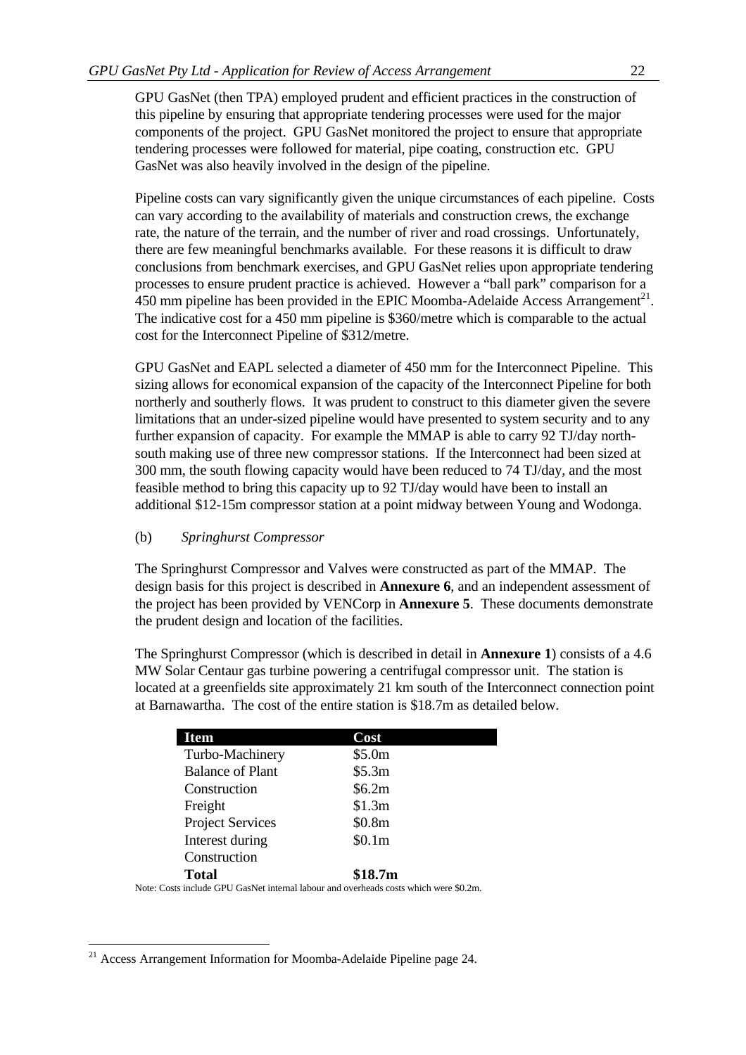GPU GasNet (then TPA) employed prudent and efficient practices in the construction of this pipeline by ensuring that appropriate tendering processes were used for the major components of the project. GPU GasNet monitored the project to ensure that appropriate tendering processes were followed for material, pipe coating, construction etc. GPU GasNet was also heavily involved in the design of the pipeline.

Pipeline costs can vary significantly given the unique circumstances of each pipeline. Costs can vary according to the availability of materials and construction crews, the exchange rate, the nature of the terrain, and the number of river and road crossings. Unfortunately, there are few meaningful benchmarks available. For these reasons it is difficult to draw conclusions from benchmark exercises, and GPU GasNet relies upon appropriate tendering processes to ensure prudent practice is achieved. However a "ball park" comparison for a 450 mm pipeline has been provided in the EPIC Moomba-Adelaide Access Arrangement[21]. The indicative cost for a 450 mm pipeline is $360/metre which is comparable to the actual cost for the Interconnect Pipeline of $312/metre.

GPU GasNet and EAPL selected a diameter of 450 mm for the Interconnect Pipeline. This sizing allows for economical expansion of the capacity of the Interconnect Pipeline for both northerly and southerly flows. It was prudent to construct to this diameter given the severe limitations that an under-sized pipeline would have presented to system security and to any further expansion of capacity. For example the MMAP is able to carry 92 TJ/day north-south making use of three new compressor stations. If the Interconnect had been sized at 300 mm, the south flowing capacity would have been reduced to 74 TJ/day, and the most feasible method to bring this capacity up to 92 TJ/day would have been to install an additional $12-15m compressor station at a point midway between Young and Wodonga.

(b) *Springhurst Compressor*

The Springhurst Compressor and Valves were constructed as part of the MMAP. The design basis for this project is described in **Annexure 6**, and an independent assessment of the project has been provided by VENCorp in **Annexure 5**. These documents demonstrate the prudent design and location of the facilities.

The Springhurst Compressor (which is described in detail in **Annexure 1**) consists of a 4.6 MW Solar Centaur gas turbine powering a centrifugal compressor unit. The station is located at a greenfields site approximately 21 km south of the Interconnect connection point at Barnawartha. The cost of the entire station is $18.7m as detailed below.

| Item | Cost |
|---|---|
| Turbo-Machinery | $5.0m |
| Balance of Plant | $5.3m |
| Construction | $6.2m |
| Freight | $1.3m |
| Project Services | $0.8m |
| Interest during Construction | $0.1m |
| **Total** | **$18.7m** |

Note: Costs include GPU GasNet internal labour and overheads costs which were $0.2m.

[21] Access Arrangement Information for Moomba-Adelaide Pipeline page 24.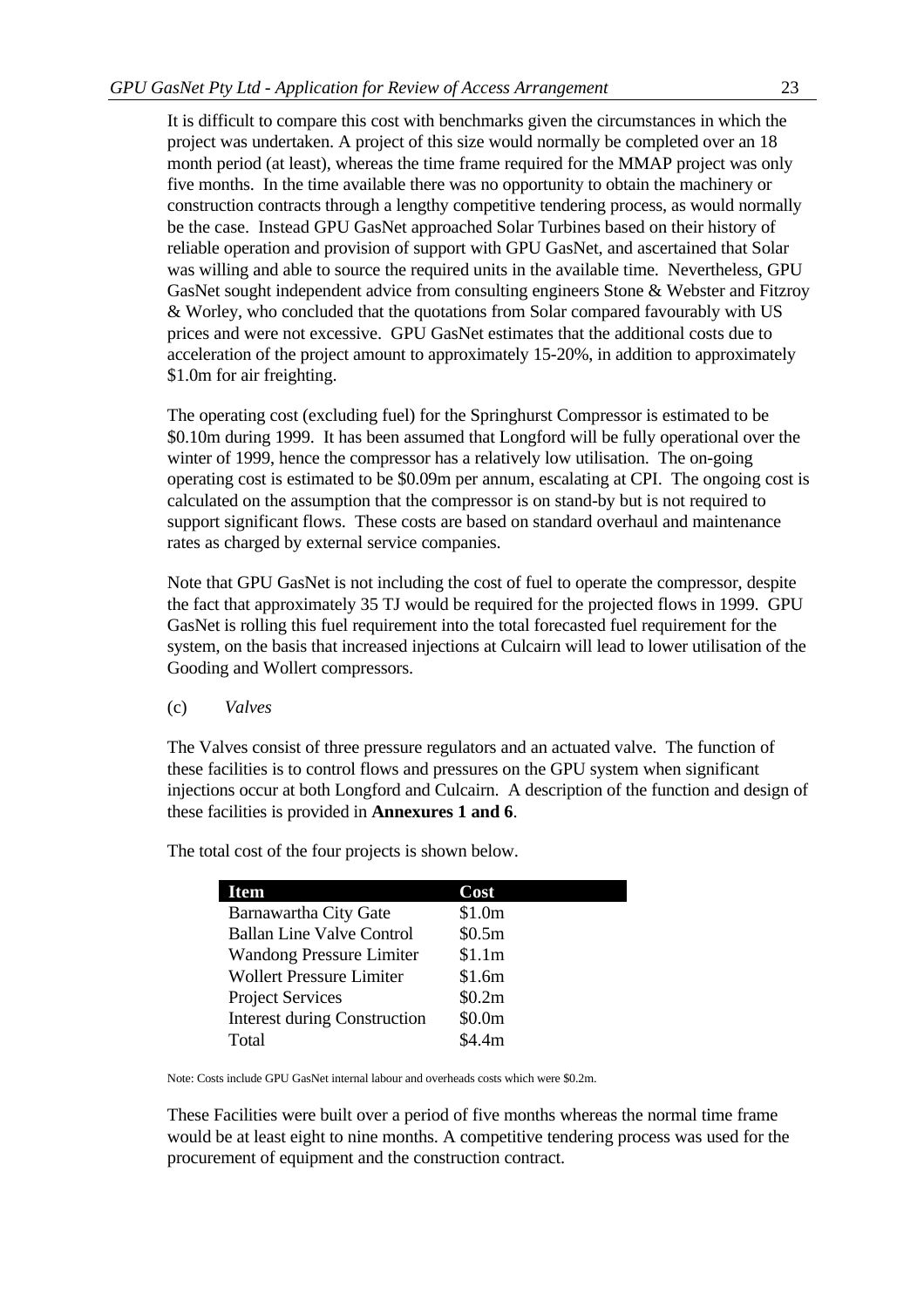It is difficult to compare this cost with benchmarks given the circumstances in which the project was undertaken. A project of this size would normally be completed over an 18 month period (at least), whereas the time frame required for the MMAP project was only five months. In the time available there was no opportunity to obtain the machinery or construction contracts through a lengthy competitive tendering process, as would normally be the case. Instead GPU GasNet approached Solar Turbines based on their history of reliable operation and provision of support with GPU GasNet, and ascertained that Solar was willing and able to source the required units in the available time. Nevertheless, GPU GasNet sought independent advice from consulting engineers Stone & Webster and Fitzroy & Worley, who concluded that the quotations from Solar compared favourably with US prices and were not excessive. GPU GasNet estimates that the additional costs due to acceleration of the project amount to approximately 15-20%, in addition to approximately $1.0m for air freighting.

The operating cost (excluding fuel) for the Springhurst Compressor is estimated to be $0.10m during 1999. It has been assumed that Longford will be fully operational over the winter of 1999, hence the compressor has a relatively low utilisation. The on-going operating cost is estimated to be $0.09m per annum, escalating at CPI. The ongoing cost is calculated on the assumption that the compressor is on stand-by but is not required to support significant flows. These costs are based on standard overhaul and maintenance rates as charged by external service companies.

Note that GPU GasNet is not including the cost of fuel to operate the compressor, despite the fact that approximately 35 TJ would be required for the projected flows in 1999. GPU GasNet is rolling this fuel requirement into the total forecasted fuel requirement for the system, on the basis that increased injections at Culcairn will lead to lower utilisation of the Gooding and Wollert compressors.

(c) *Valves*

The Valves consist of three pressure regulators and an actuated valve. The function of these facilities is to control flows and pressures on the GPU system when significant injections occur at both Longford and Culcairn. A description of the function and design of these facilities is provided in **Annexures 1 and 6**.

The total cost of the four projects is shown below.

| Item | Cost |
|---|---|
| Barnawartha City Gate | $1.0m |
| Ballan Line Valve Control | $0.5m |
| Wandong Pressure Limiter | $1.1m |
| Wollert Pressure Limiter | $1.6m |
| Project Services | $0.2m |
| Interest during Construction | $0.0m |
| Total | $4.4m |

Note: Costs include GPU GasNet internal labour and overheads costs which were $0.2m.

These Facilities were built over a period of five months whereas the normal time frame would be at least eight to nine months. A competitive tendering process was used for the procurement of equipment and the construction contract.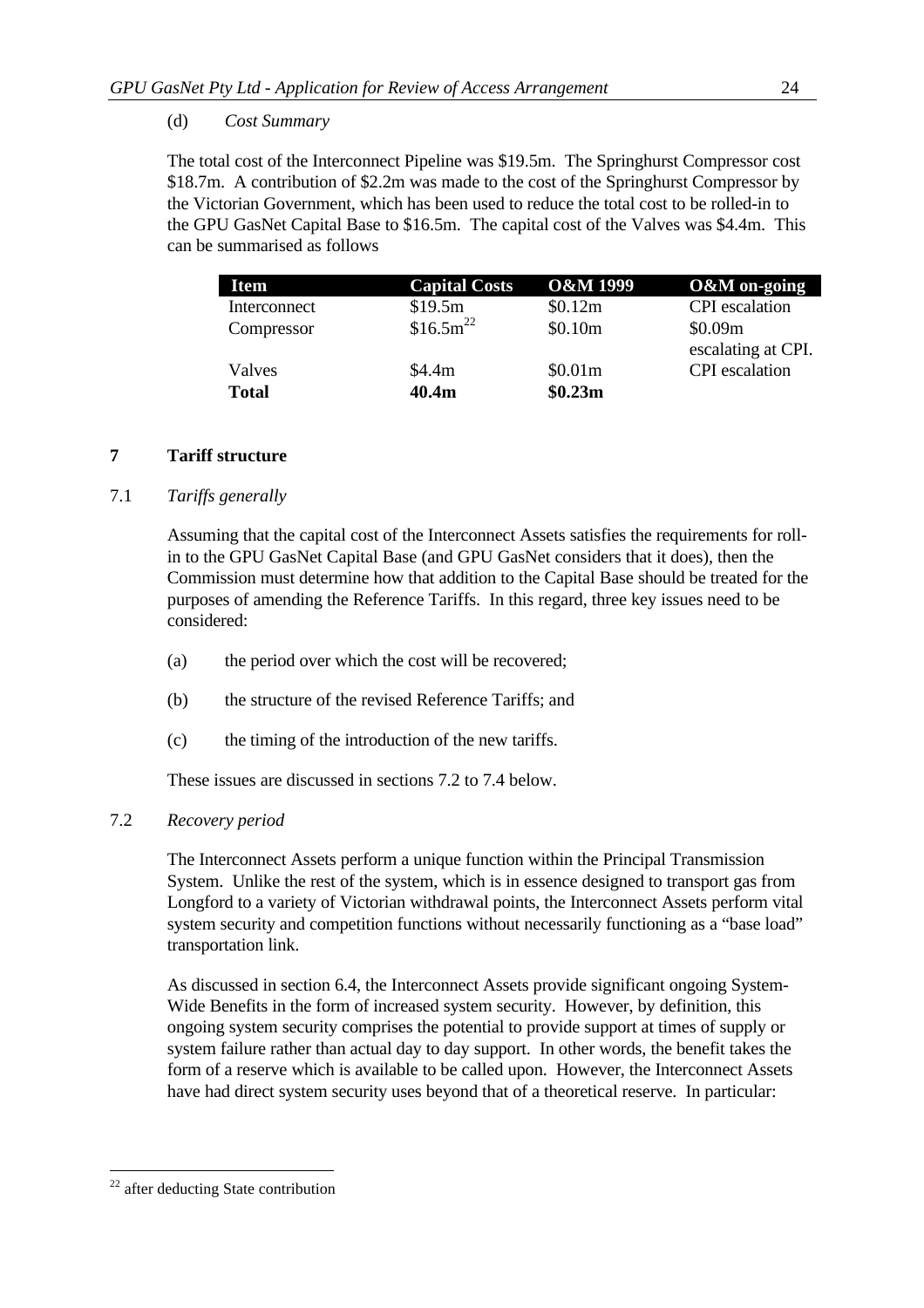(d) *Cost Summary*

The total cost of the Interconnect Pipeline was \$19.5m. The Springhurst Compressor cost \$18.7m. A contribution of \$2.2m was made to the cost of the Springhurst Compressor by the Victorian Government, which has been used to reduce the total cost to be rolled-in to the GPU GasNet Capital Base to \$16.5m. The capital cost of the Valves was \$4.4m. This can be summarised as follows

| Item | Capital Costs | O&M 1999 | O&M on-going |
|---|---|---|---|
| Interconnect | \$19.5m | \$0.12m | CPI escalation |
| Compressor | \$16.5m[22] | \$0.10m | \$0.09m escalating at CPI. |
| Valves | \$4.4m | \$0.01m | CPI escalation |
| **Total** | **40.4m** | **\$0.23m** | |

## 7 Tariff structure

### 7.1 *Tariffs generally*

Assuming that the capital cost of the Interconnect Assets satisfies the requirements for roll-in to the GPU GasNet Capital Base (and GPU GasNet considers that it does), then the Commission must determine how that addition to the Capital Base should be treated for the purposes of amending the Reference Tariffs. In this regard, three key issues need to be considered:

(a) the period over which the cost will be recovered;

(b) the structure of the revised Reference Tariffs; and

(c) the timing of the introduction of the new tariffs.

These issues are discussed in sections 7.2 to 7.4 below.

### 7.2 *Recovery period*

The Interconnect Assets perform a unique function within the Principal Transmission System. Unlike the rest of the system, which is in essence designed to transport gas from Longford to a variety of Victorian withdrawal points, the Interconnect Assets perform vital system security and competition functions without necessarily functioning as a "base load" transportation link.

As discussed in section 6.4, the Interconnect Assets provide significant ongoing System-Wide Benefits in the form of increased system security. However, by definition, this ongoing system security comprises the potential to provide support at times of supply or system failure rather than actual day to day support. In other words, the benefit takes the form of a reserve which is available to be called upon. However, the Interconnect Assets have had direct system security uses beyond that of a theoretical reserve. In particular:

---

[22] after deducting State contribution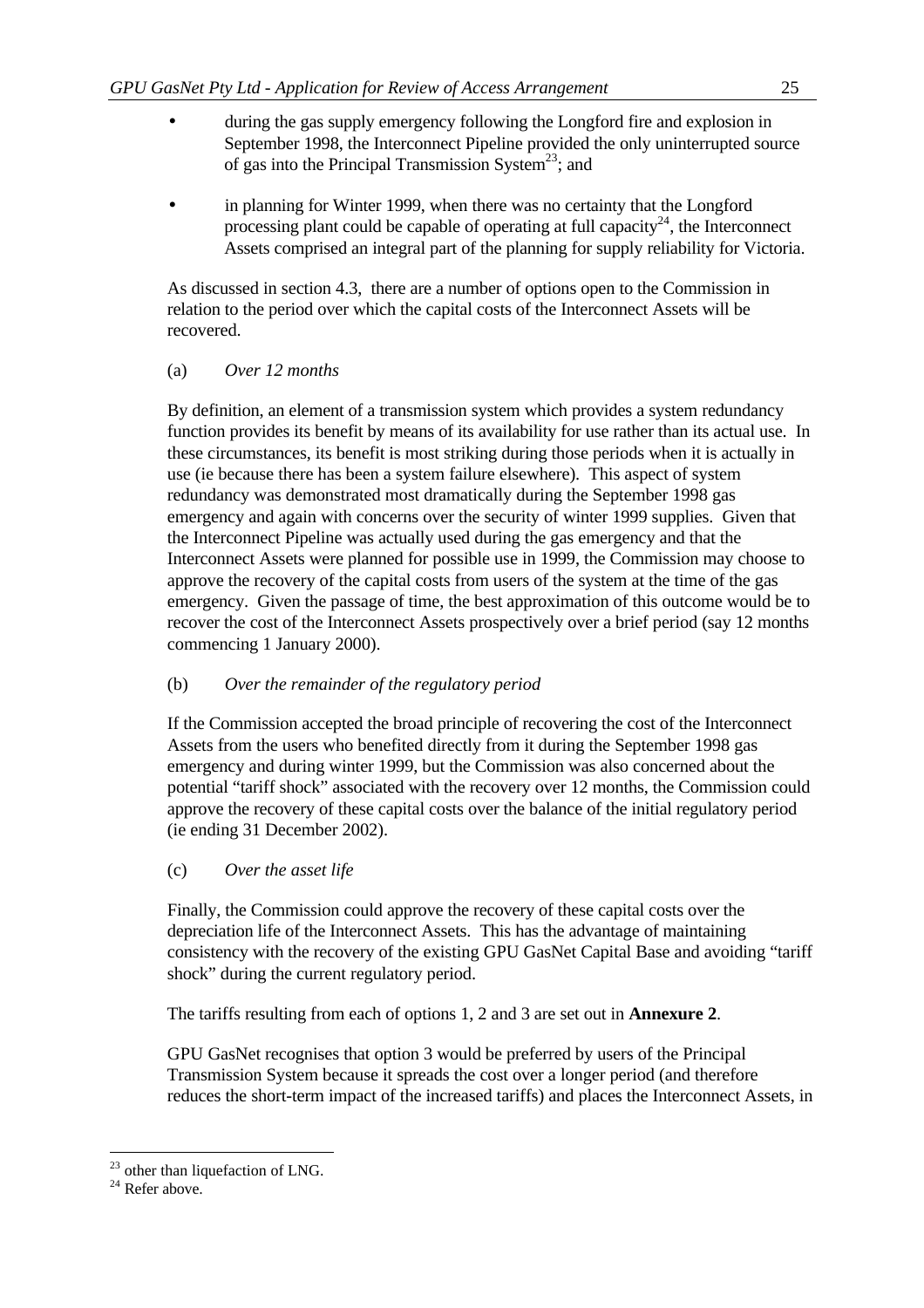- during the gas supply emergency following the Longford fire and explosion in September 1998, the Interconnect Pipeline provided the only uninterrupted source of gas into the Principal Transmission System[23]; and
- in planning for Winter 1999, when there was no certainty that the Longford processing plant could be capable of operating at full capacity[24], the Interconnect Assets comprised an integral part of the planning for supply reliability for Victoria.

As discussed in section 4.3, there are a number of options open to the Commission in relation to the period over which the capital costs of the Interconnect Assets will be recovered.

(a) *Over 12 months*

By definition, an element of a transmission system which provides a system redundancy function provides its benefit by means of its availability for use rather than its actual use. In these circumstances, its benefit is most striking during those periods when it is actually in use (ie because there has been a system failure elsewhere). This aspect of system redundancy was demonstrated most dramatically during the September 1998 gas emergency and again with concerns over the security of winter 1999 supplies. Given that the Interconnect Pipeline was actually used during the gas emergency and that the Interconnect Assets were planned for possible use in 1999, the Commission may choose to approve the recovery of the capital costs from users of the system at the time of the gas emergency. Given the passage of time, the best approximation of this outcome would be to recover the cost of the Interconnect Assets prospectively over a brief period (say 12 months commencing 1 January 2000).

(b) *Over the remainder of the regulatory period*

If the Commission accepted the broad principle of recovering the cost of the Interconnect Assets from the users who benefited directly from it during the September 1998 gas emergency and during winter 1999, but the Commission was also concerned about the potential "tariff shock" associated with the recovery over 12 months, the Commission could approve the recovery of these capital costs over the balance of the initial regulatory period (ie ending 31 December 2002).

(c) *Over the asset life*

Finally, the Commission could approve the recovery of these capital costs over the depreciation life of the Interconnect Assets. This has the advantage of maintaining consistency with the recovery of the existing GPU GasNet Capital Base and avoiding "tariff shock" during the current regulatory period.

The tariffs resulting from each of options 1, 2 and 3 are set out in **Annexure 2**.

GPU GasNet recognises that option 3 would be preferred by users of the Principal Transmission System because it spreads the cost over a longer period (and therefore reduces the short-term impact of the increased tariffs) and places the Interconnect Assets, in

[23] other than liquefaction of LNG.

[24] Refer above.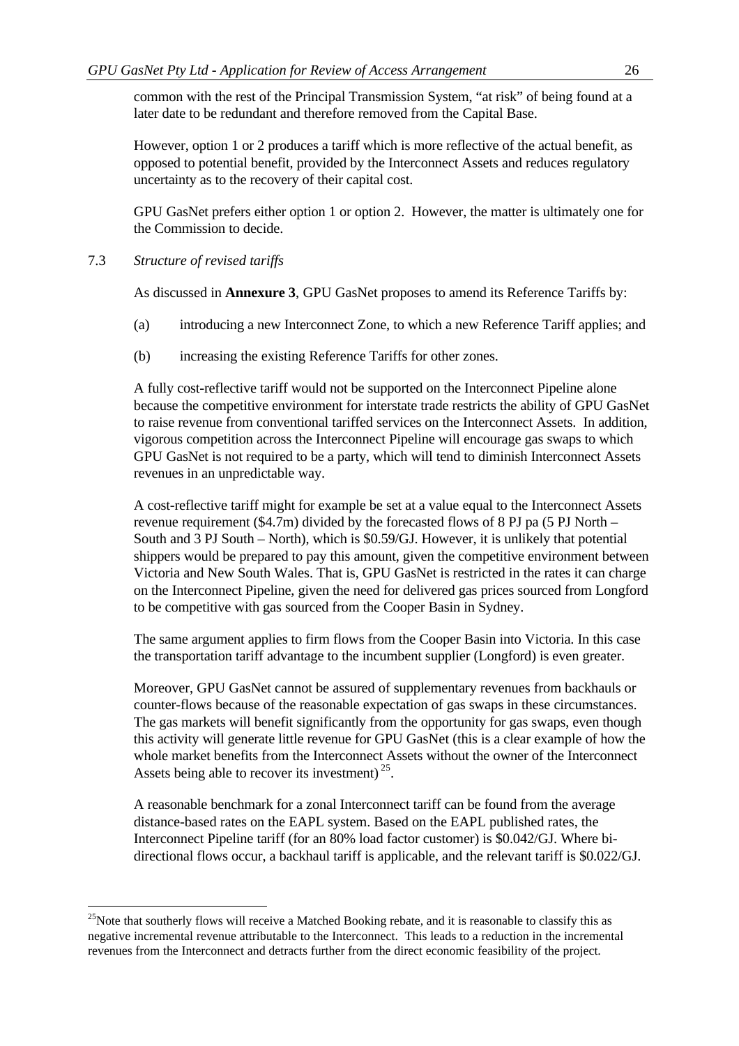common with the rest of the Principal Transmission System, "at risk" of being found at a later date to be redundant and therefore removed from the Capital Base.

However, option 1 or 2 produces a tariff which is more reflective of the actual benefit, as opposed to potential benefit, provided by the Interconnect Assets and reduces regulatory uncertainty as to the recovery of their capital cost.

GPU GasNet prefers either option 1 or option 2. However, the matter is ultimately one for the Commission to decide.

### 7.3 *Structure of revised tariffs*

As discussed in **Annexure 3**, GPU GasNet proposes to amend its Reference Tariffs by:

(a) introducing a new Interconnect Zone, to which a new Reference Tariff applies; and

(b) increasing the existing Reference Tariffs for other zones.

A fully cost-reflective tariff would not be supported on the Interconnect Pipeline alone because the competitive environment for interstate trade restricts the ability of GPU GasNet to raise revenue from conventional tariffed services on the Interconnect Assets. In addition, vigorous competition across the Interconnect Pipeline will encourage gas swaps to which GPU GasNet is not required to be a party, which will tend to diminish Interconnect Assets revenues in an unpredictable way.

A cost-reflective tariff might for example be set at a value equal to the Interconnect Assets revenue requirement ($4.7m) divided by the forecasted flows of 8 PJ pa (5 PJ North – South and 3 PJ South – North), which is $0.59/GJ. However, it is unlikely that potential shippers would be prepared to pay this amount, given the competitive environment between Victoria and New South Wales. That is, GPU GasNet is restricted in the rates it can charge on the Interconnect Pipeline, given the need for delivered gas prices sourced from Longford to be competitive with gas sourced from the Cooper Basin in Sydney.

The same argument applies to firm flows from the Cooper Basin into Victoria. In this case the transportation tariff advantage to the incumbent supplier (Longford) is even greater.

Moreover, GPU GasNet cannot be assured of supplementary revenues from backhauls or counter-flows because of the reasonable expectation of gas swaps in these circumstances. The gas markets will benefit significantly from the opportunity for gas swaps, even though this activity will generate little revenue for GPU GasNet (this is a clear example of how the whole market benefits from the Interconnect Assets without the owner of the Interconnect Assets being able to recover its investment) [25].

A reasonable benchmark for a zonal Interconnect tariff can be found from the average distance-based rates on the EAPL system. Based on the EAPL published rates, the Interconnect Pipeline tariff (for an 80% load factor customer) is $0.042/GJ. Where bi-directional flows occur, a backhaul tariff is applicable, and the relevant tariff is $0.022/GJ.

---

[25] Note that southerly flows will receive a Matched Booking rebate, and it is reasonable to classify this as negative incremental revenue attributable to the Interconnect. This leads to a reduction in the incremental revenues from the Interconnect and detracts further from the direct economic feasibility of the project.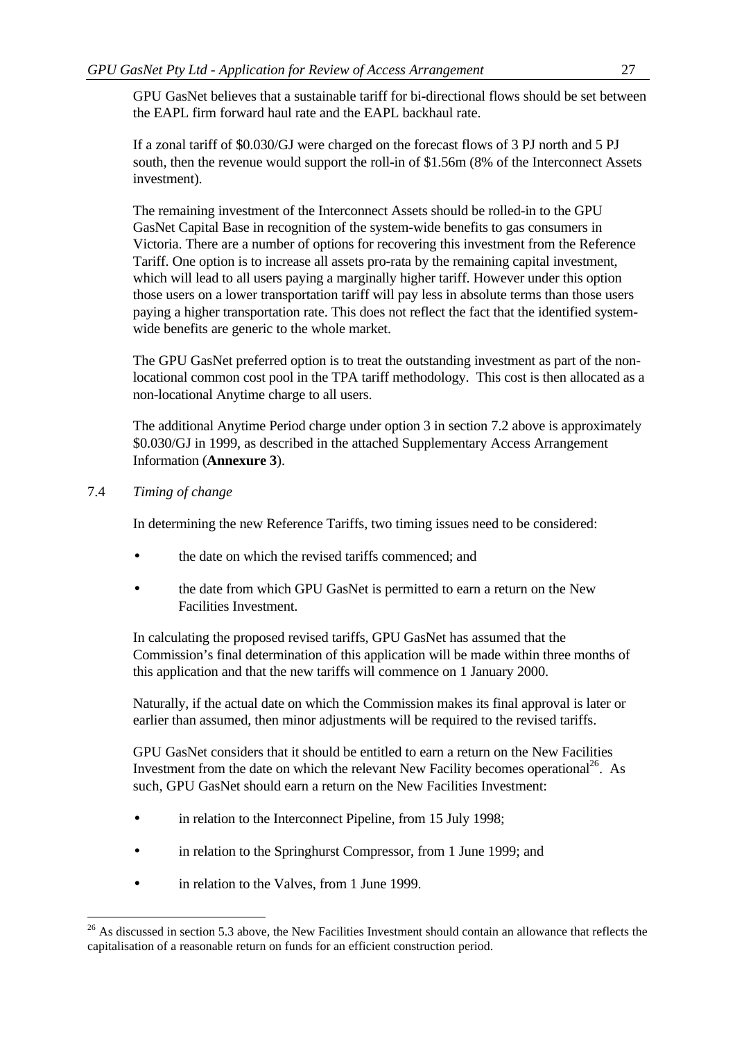GPU GasNet believes that a sustainable tariff for bi-directional flows should be set between the EAPL firm forward haul rate and the EAPL backhaul rate.

If a zonal tariff of $0.030/GJ were charged on the forecast flows of 3 PJ north and 5 PJ south, then the revenue would support the roll-in of $1.56m (8% of the Interconnect Assets investment).

The remaining investment of the Interconnect Assets should be rolled-in to the GPU GasNet Capital Base in recognition of the system-wide benefits to gas consumers in Victoria. There are a number of options for recovering this investment from the Reference Tariff. One option is to increase all assets pro-rata by the remaining capital investment, which will lead to all users paying a marginally higher tariff. However under this option those users on a lower transportation tariff will pay less in absolute terms than those users paying a higher transportation rate. This does not reflect the fact that the identified system-wide benefits are generic to the whole market.

The GPU GasNet preferred option is to treat the outstanding investment as part of the non-locational common cost pool in the TPA tariff methodology. This cost is then allocated as a non-locational Anytime charge to all users.

The additional Anytime Period charge under option 3 in section 7.2 above is approximately $0.030/GJ in 1999, as described in the attached Supplementary Access Arrangement Information (**Annexure 3**).

### 7.4 *Timing of change*

In determining the new Reference Tariffs, two timing issues need to be considered:

- the date on which the revised tariffs commenced; and
- the date from which GPU GasNet is permitted to earn a return on the New Facilities Investment.

In calculating the proposed revised tariffs, GPU GasNet has assumed that the Commission's final determination of this application will be made within three months of this application and that the new tariffs will commence on 1 January 2000.

Naturally, if the actual date on which the Commission makes its final approval is later or earlier than assumed, then minor adjustments will be required to the revised tariffs.

GPU GasNet considers that it should be entitled to earn a return on the New Facilities Investment from the date on which the relevant New Facility becomes operational[26]. As such, GPU GasNet should earn a return on the New Facilities Investment:

- in relation to the Interconnect Pipeline, from 15 July 1998;
- in relation to the Springhurst Compressor, from 1 June 1999; and
- in relation to the Valves, from 1 June 1999.

---

[26] As discussed in section 5.3 above, the New Facilities Investment should contain an allowance that reflects the capitalisation of a reasonable return on funds for an efficient construction period.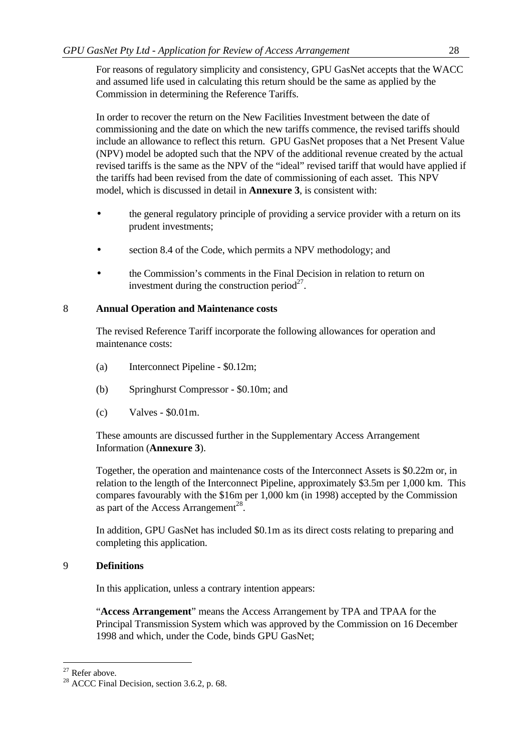For reasons of regulatory simplicity and consistency, GPU GasNet accepts that the WACC and assumed life used in calculating this return should be the same as applied by the Commission in determining the Reference Tariffs.

In order to recover the return on the New Facilities Investment between the date of commissioning and the date on which the new tariffs commence, the revised tariffs should include an allowance to reflect this return. GPU GasNet proposes that a Net Present Value (NPV) model be adopted such that the NPV of the additional revenue created by the actual revised tariffs is the same as the NPV of the "ideal" revised tariff that would have applied if the tariffs had been revised from the date of commissioning of each asset. This NPV model, which is discussed in detail in **Annexure 3**, is consistent with:

- the general regulatory principle of providing a service provider with a return on its prudent investments;
- section 8.4 of the Code, which permits a NPV methodology; and
- the Commission's comments in the Final Decision in relation to return on investment during the construction period[27].

## 8 Annual Operation and Maintenance costs

The revised Reference Tariff incorporate the following allowances for operation and maintenance costs:

(a) Interconnect Pipeline - $0.12m;

(b) Springhurst Compressor - $0.10m; and

(c) Valves - $0.01m.

These amounts are discussed further in the Supplementary Access Arrangement Information (**Annexure 3**).

Together, the operation and maintenance costs of the Interconnect Assets is $0.22m or, in relation to the length of the Interconnect Pipeline, approximately $3.5m per 1,000 km. This compares favourably with the $16m per 1,000 km (in 1998) accepted by the Commission as part of the Access Arrangement[28].

In addition, GPU GasNet has included $0.1m as its direct costs relating to preparing and completing this application.

## 9 Definitions

In this application, unless a contrary intention appears:

"**Access Arrangement**" means the Access Arrangement by TPA and TPAA for the Principal Transmission System which was approved by the Commission on 16 December 1998 and which, under the Code, binds GPU GasNet;

---

[27] Refer above.

[28] ACCC Final Decision, section 3.6.2, p. 68.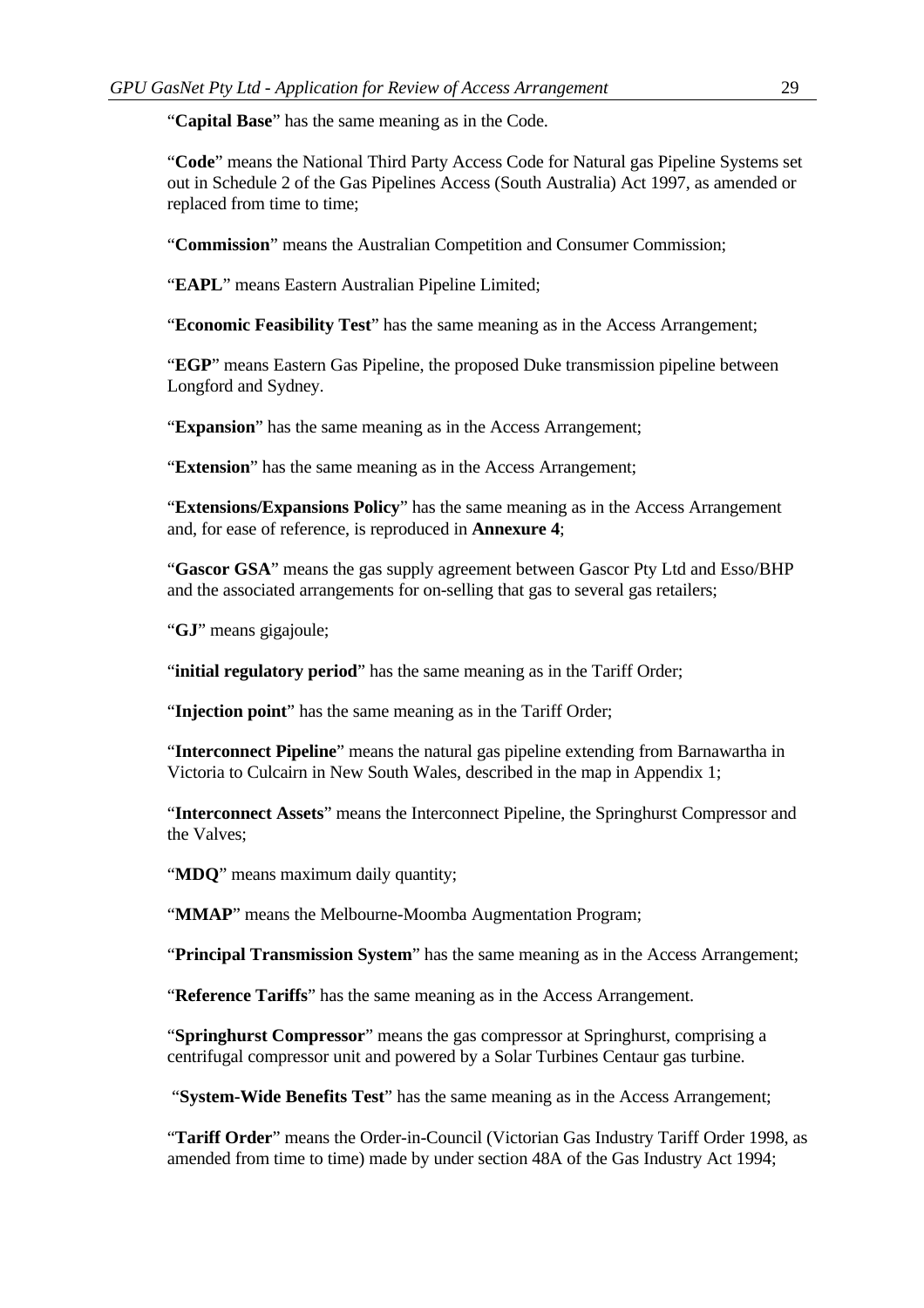"**Capital Base**" has the same meaning as in the Code.

"**Code**" means the National Third Party Access Code for Natural gas Pipeline Systems set out in Schedule 2 of the Gas Pipelines Access (South Australia) Act 1997, as amended or replaced from time to time;

"**Commission**" means the Australian Competition and Consumer Commission;

"**EAPL**" means Eastern Australian Pipeline Limited;

"**Economic Feasibility Test**" has the same meaning as in the Access Arrangement;

"**EGP**" means Eastern Gas Pipeline, the proposed Duke transmission pipeline between Longford and Sydney.

"**Expansion**" has the same meaning as in the Access Arrangement;

"**Extension**" has the same meaning as in the Access Arrangement;

"**Extensions/Expansions Policy**" has the same meaning as in the Access Arrangement and, for ease of reference, is reproduced in **Annexure 4**;

"**Gascor GSA**" means the gas supply agreement between Gascor Pty Ltd and Esso/BHP and the associated arrangements for on-selling that gas to several gas retailers;

"**GJ**" means gigajoule;

"**initial regulatory period**" has the same meaning as in the Tariff Order;

"**Injection point**" has the same meaning as in the Tariff Order;

"**Interconnect Pipeline**" means the natural gas pipeline extending from Barnawartha in Victoria to Culcairn in New South Wales, described in the map in Appendix 1;

"**Interconnect Assets**" means the Interconnect Pipeline, the Springhurst Compressor and the Valves;

"**MDQ**" means maximum daily quantity;

"**MMAP**" means the Melbourne-Moomba Augmentation Program;

"**Principal Transmission System**" has the same meaning as in the Access Arrangement;

"**Reference Tariffs**" has the same meaning as in the Access Arrangement.

"**Springhurst Compressor**" means the gas compressor at Springhurst, comprising a centrifugal compressor unit and powered by a Solar Turbines Centaur gas turbine.

"**System-Wide Benefits Test**" has the same meaning as in the Access Arrangement;

"**Tariff Order**" means the Order-in-Council (Victorian Gas Industry Tariff Order 1998, as amended from time to time) made by under section 48A of the Gas Industry Act 1994;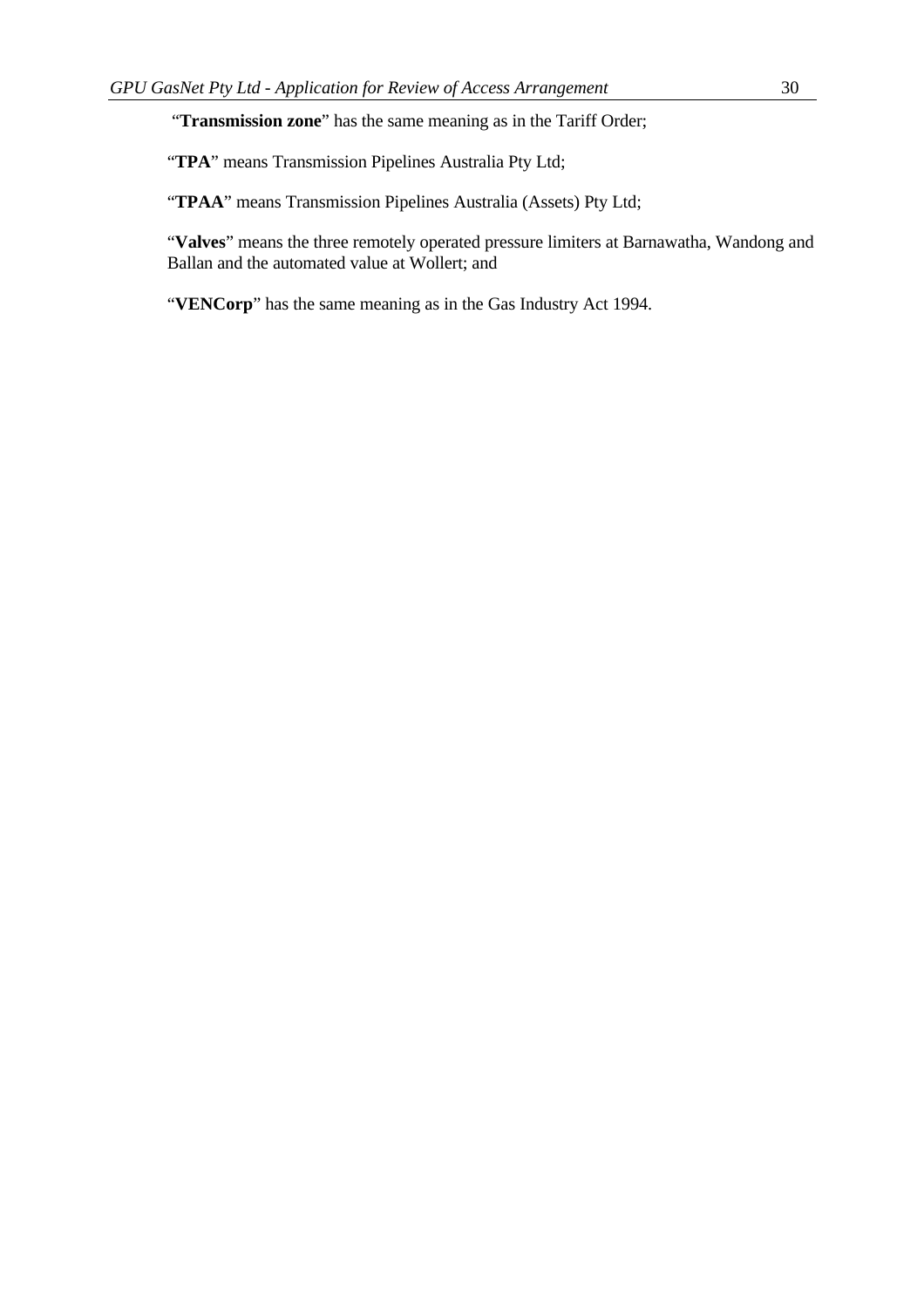"**Transmission zone**" has the same meaning as in the Tariff Order;

"**TPA**" means Transmission Pipelines Australia Pty Ltd;

"**TPAA**" means Transmission Pipelines Australia (Assets) Pty Ltd;

"**Valves**" means the three remotely operated pressure limiters at Barnawatha, Wandong and Ballan and the automated value at Wollert; and

"**VENCorp**" has the same meaning as in the Gas Industry Act 1994.